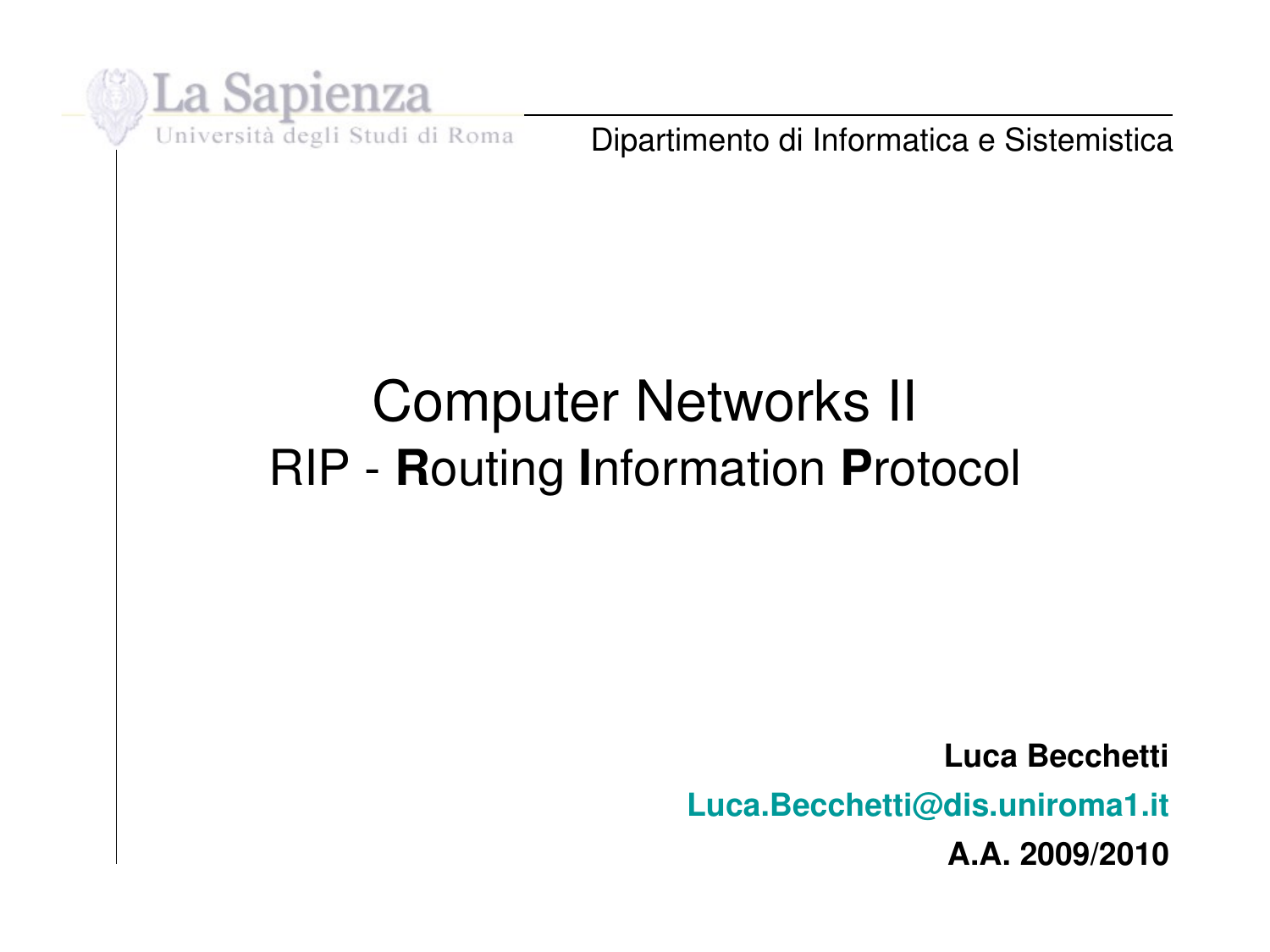La Sapienza

Università degli Studi di Roma

Dipartimento di Informatica e Sistemistica

# Computer Networks II

## RIP - **R**outing **I**nformation **P**rotocol

**Luca Becchetti**

**Luca.Becchetti@dis.uniroma1.it**

**A.A. 2009/2010**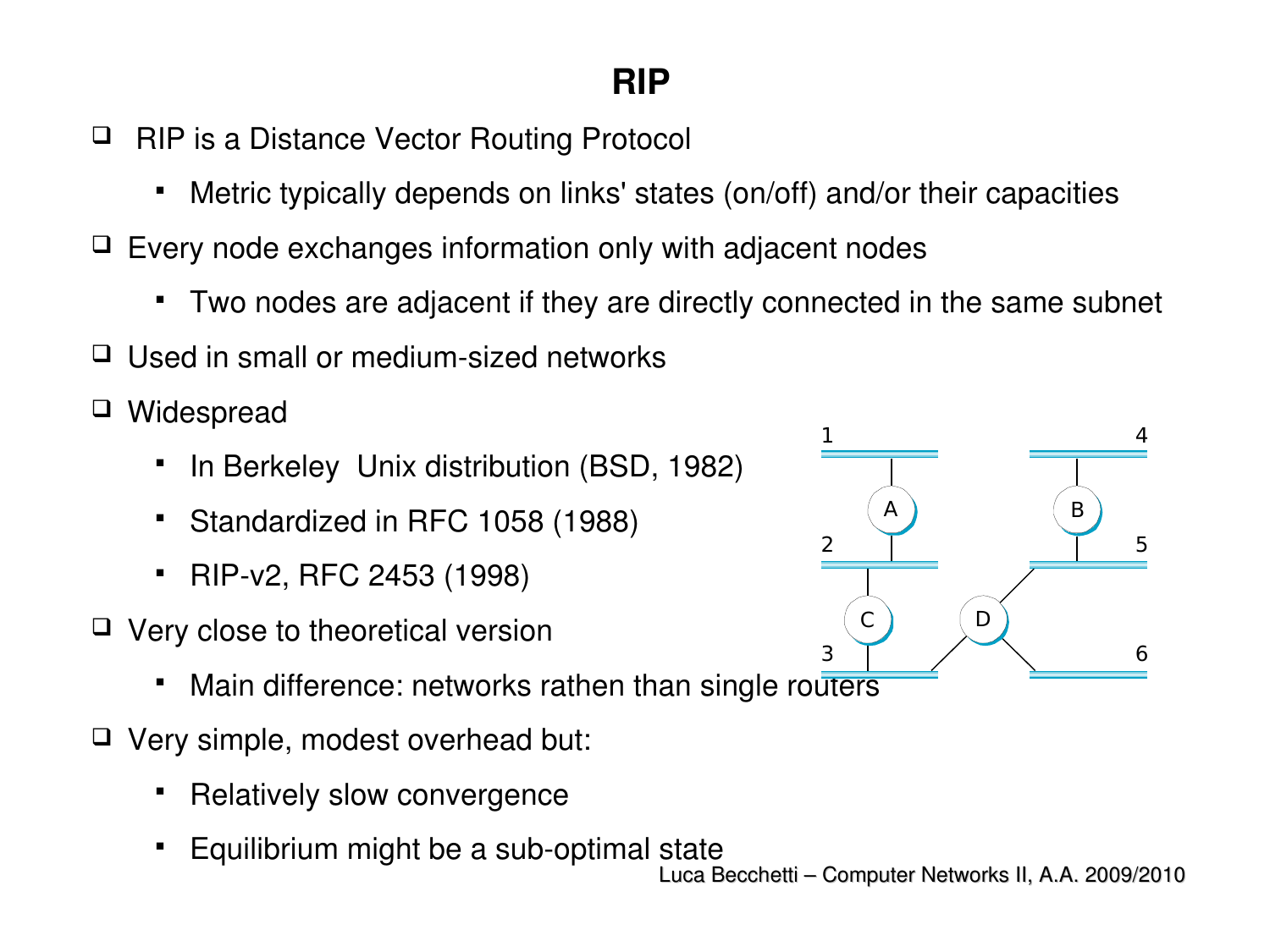# RIP

- RIP is a Distance Vector Routing Protocol
  - Metric typically depends on links' states (on/off) and/or their capacities
- Every node exchanges information only with adjacent nodes
  - Two nodes are adjacent if they are directly connected in the same subnet
- Used in small or medium-sized networks
- Widespread
  - In Berkeley Unix distribution (BSD, 1982)
  - Standardized in RFC 1058 (1988)
  - RIP-v2, RFC 2453 (1998)
- Very close to theoretical version
  - Main difference: networks rathen than single routers
- Very simple, modest overhead but:
  - Relatively slow convergence
  - Equilibrium might be a sub-optimal state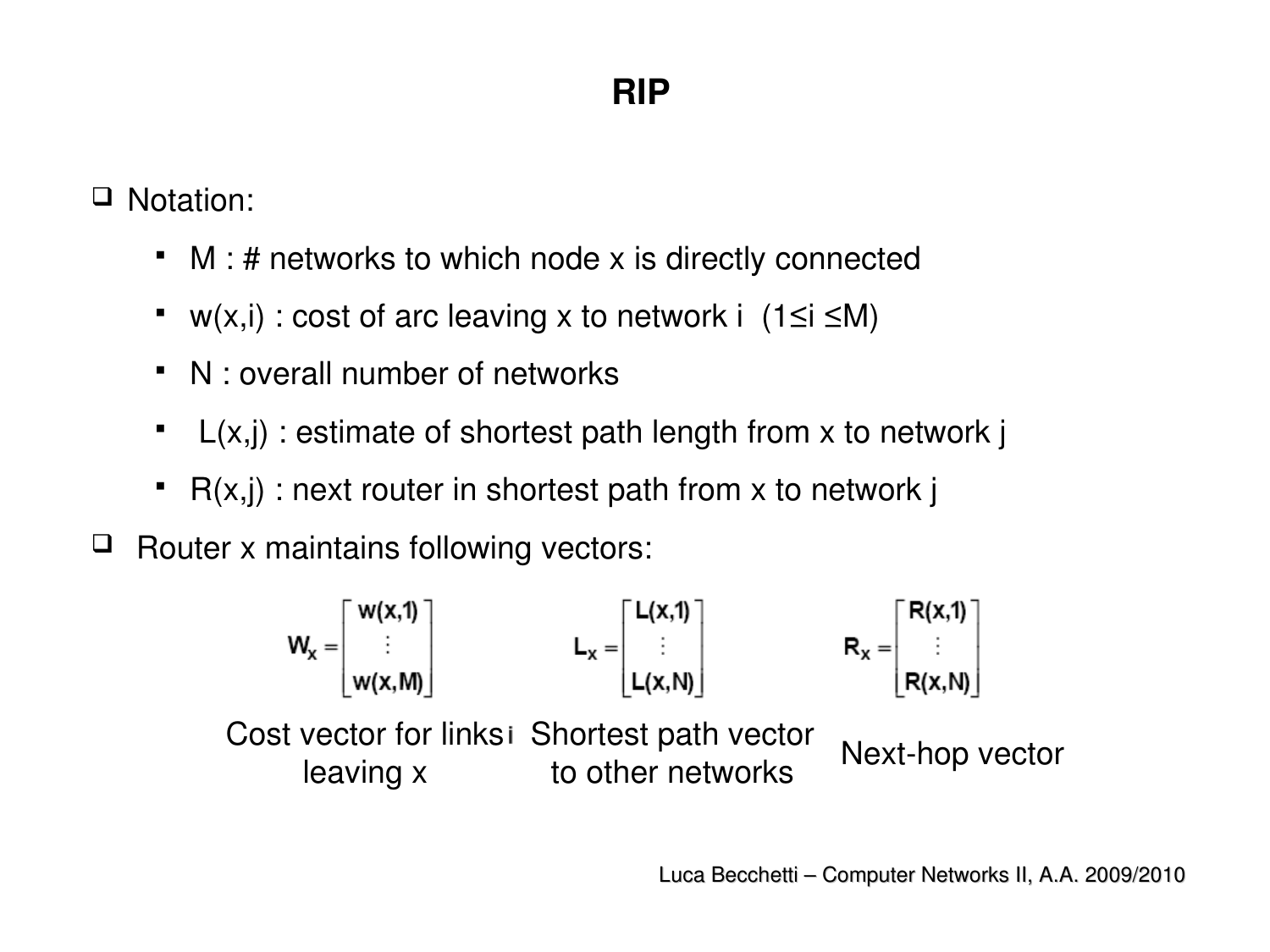# RIP

- Notation:
  - M : # networks to which node x is directly connected
  - w(x,i) : cost of arc leaving x to network i $(1 \leq i \leq M)$
  - N : overall number of networks
  - L(x,j) : estimate of shortest path length from x to network j
  - R(x,j) : next router in shortest path from x to network j
- Router x maintains following vectors:

$$W_x = \begin{bmatrix} w(x,1) \\ \vdots \\ w(x,M) \end{bmatrix} \qquad L_x = \begin{bmatrix} L(x,1) \\ \vdots \\ L(x,N) \end{bmatrix} \qquad R_x = \begin{bmatrix} R(x,1) \\ \vdots \\ R(x,N) \end{bmatrix}$$

Cost vector for links leaving x — Shortest path vector to other networks — Next-hop vector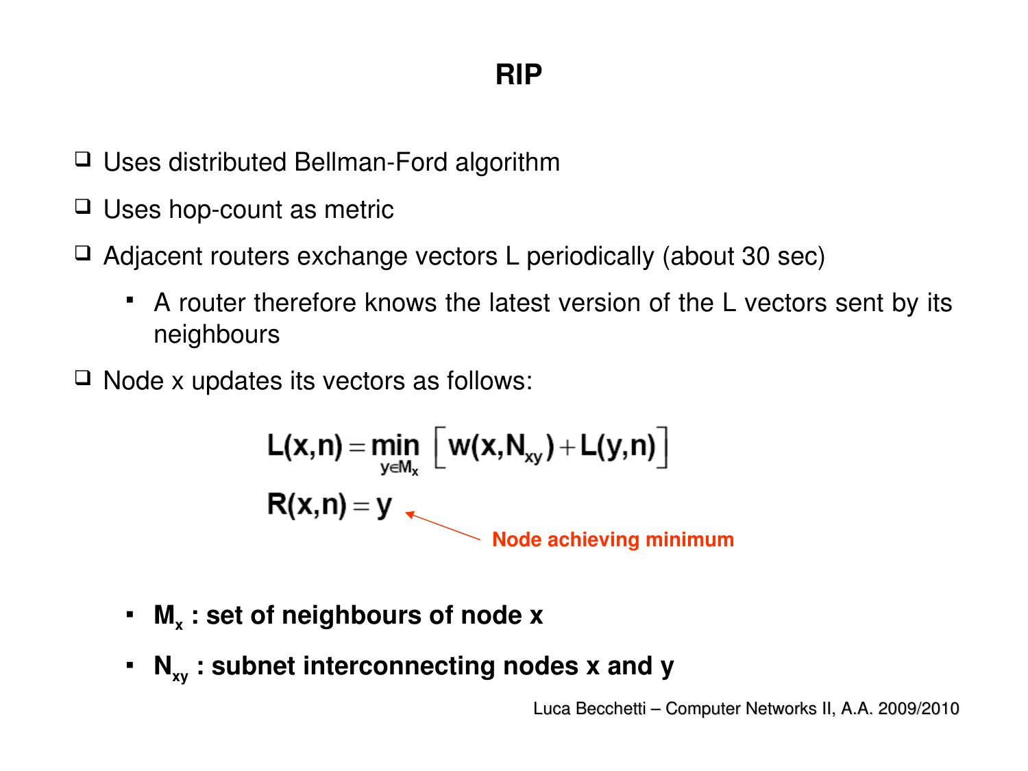# RIP

- Uses distributed Bellman-Ford algorithm
- Uses hop-count as metric
- Adjacent routers exchange vectors L periodically (about 30 sec)
  - A router therefore knows the latest version of the L vectors sent by its neighbours
- Node x updates its vectors as follows:

$$L(x,n) = \min_{y \in M_x} \left[ w(x, N_{xy}) + L(y,n) \right]$$

$$R(x,n) = y$$

Node achieving minimum

  - **$M_x$ : set of neighbours of node x**
  - **$N_{xy}$ : subnet interconnecting nodes x and y**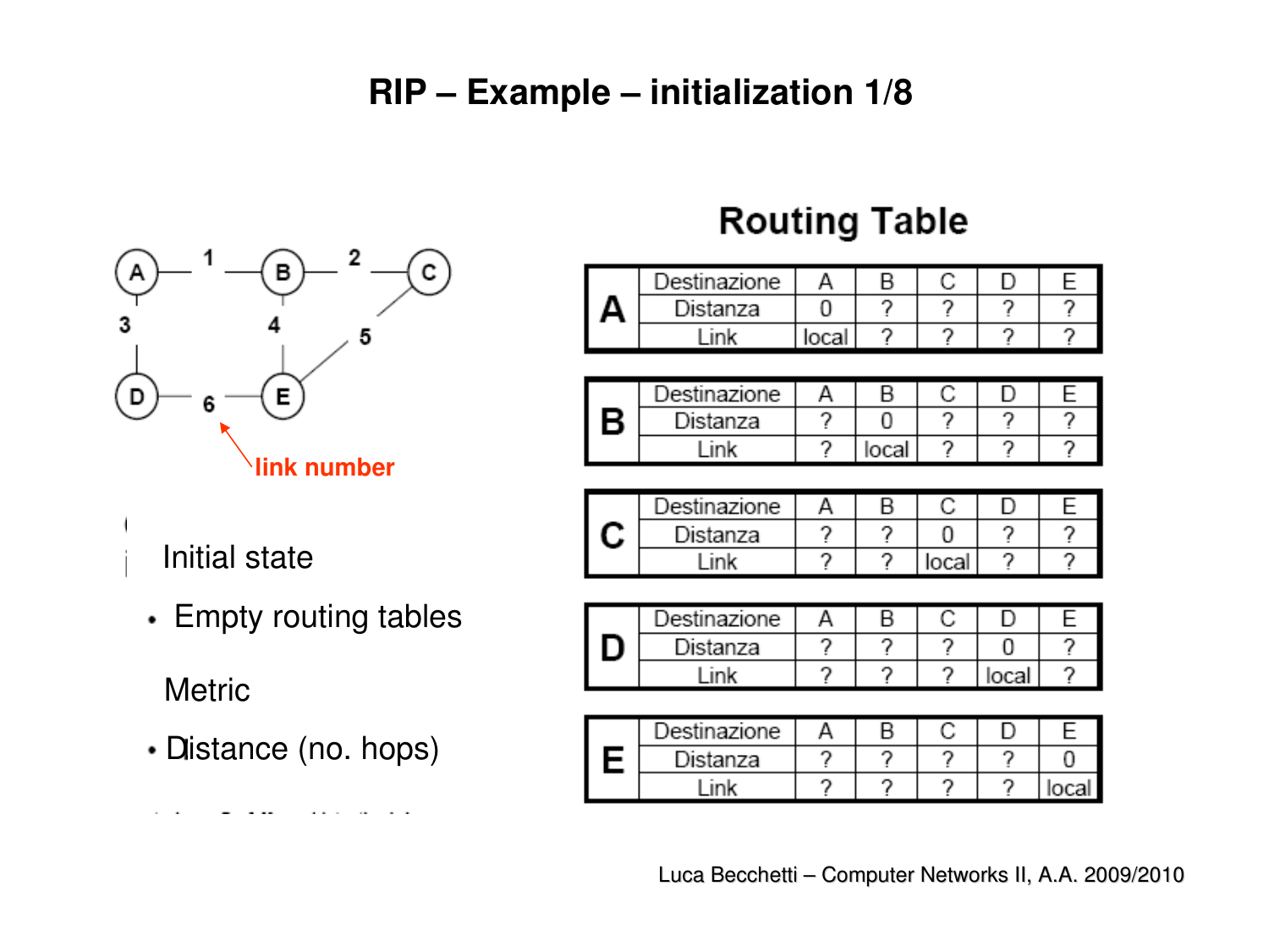# RIP – Example – initialization 1/8

A —1— B —2— C
A —3— D
B —4— E
C —5— E
D —6— E

link number

Initial state

- Empty routing tables

Metric

- Distance (no. hops)

## Routing Table

**A**

| Destinazione | A | B | C | D | E |
|---|---|---|---|---|---|
| Distanza | 0 | ? | ? | ? | ? |
| Link | local | ? | ? | ? | ? |

**B**

| Destinazione | A | B | C | D | E |
|---|---|---|---|---|---|
| Distanza | ? | 0 | ? | ? | ? |
| Link | ? | local | ? | ? | ? |

**C**

| Destinazione | A | B | C | D | E |
|---|---|---|---|---|---|
| Distanza | ? | ? | 0 | ? | ? |
| Link | ? | ? | local | ? | ? |

**D**

| Destinazione | A | B | C | D | E |
|---|---|---|---|---|---|
| Distanza | ? | ? | ? | 0 | ? |
| Link | ? | ? | ? | local | ? |

**E**

| Destinazione | A | B | C | D | E |
|---|---|---|---|---|---|
| Distanza | ? | ? | ? | ? | 0 |
| Link | ? | ? | ? | ? | local |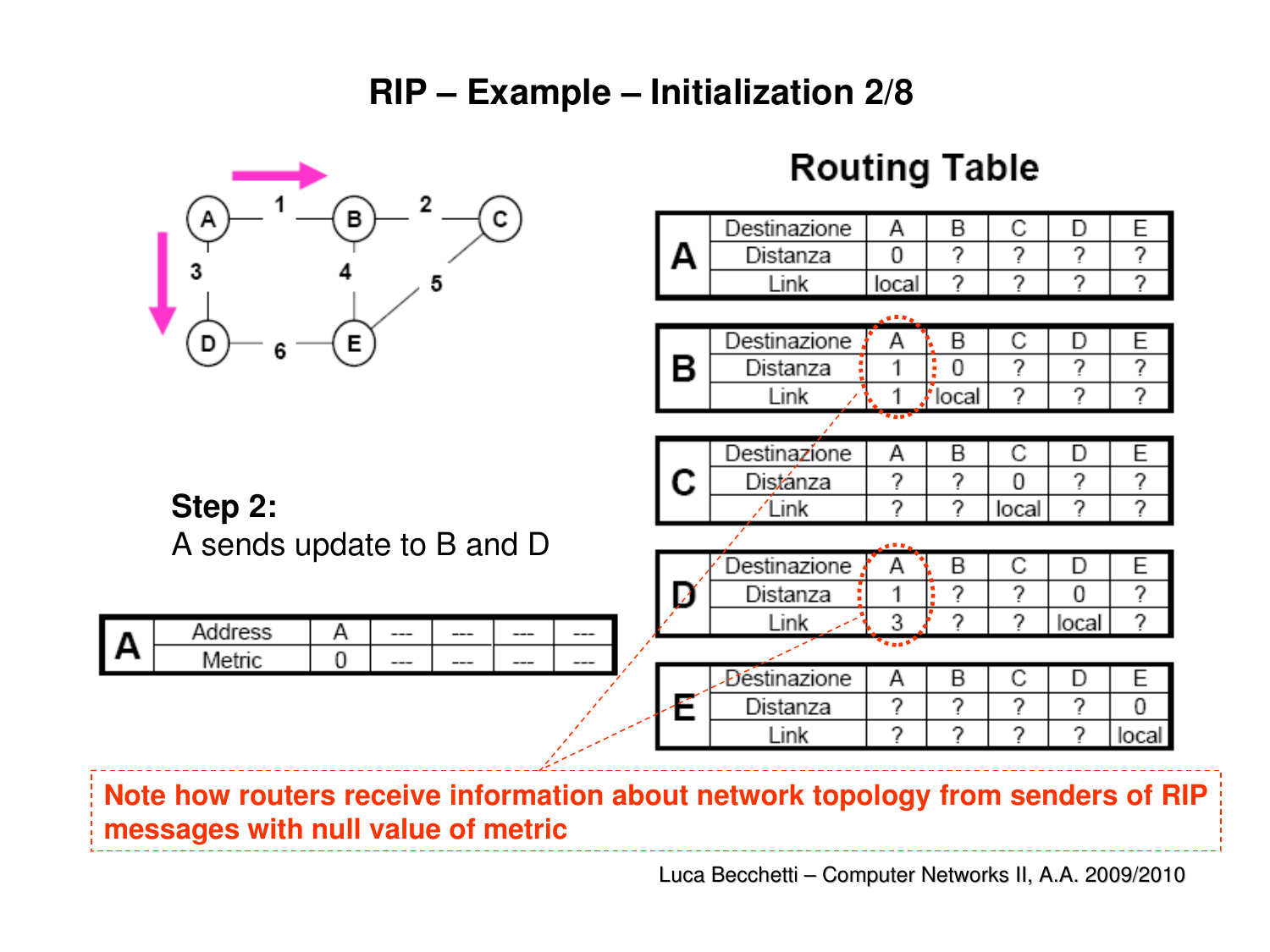# RIP – Example – Initialization 2/8

## Routing Table

**A**

| Destinazione | A | B | C | D | E |
|---|---|---|---|---|---|
| Distanza | 0 | ? | ? | ? | ? |
| Link | local | ? | ? | ? | ? |

**B**

| Destinazione | A | B | C | D | E |
|---|---|---|---|---|---|
| Distanza | 1 | 0 | ? | ? | ? |
| Link | 1 | local | ? | ? | ? |

**C**

| Destinazione | A | B | C | D | E |
|---|---|---|---|---|---|
| Distanza | ? | ? | 0 | ? | ? |
| Link | ? | ? | local | ? | ? |

**D**

| Destinazione | A | B | C | D | E |
|---|---|---|---|---|---|
| Distanza | 1 | ? | ? | 0 | ? |
| Link | 3 | ? | ? | local | ? |

**E**

| Destinazione | A | B | C | D | E |
|---|---|---|---|---|---|
| Distanza | ? | ? | ? | ? | 0 |
| Link | ? | ? | ? | ? | local |

**Step 2:**
A sends update to B and D

**A**

| Address | A | --- | --- | --- | --- |
|---|---|---|---|---|---|
| Metric | 0 | --- | --- | --- | --- |

**Note how routers receive information about network topology from senders of RIP messages with null value of metric**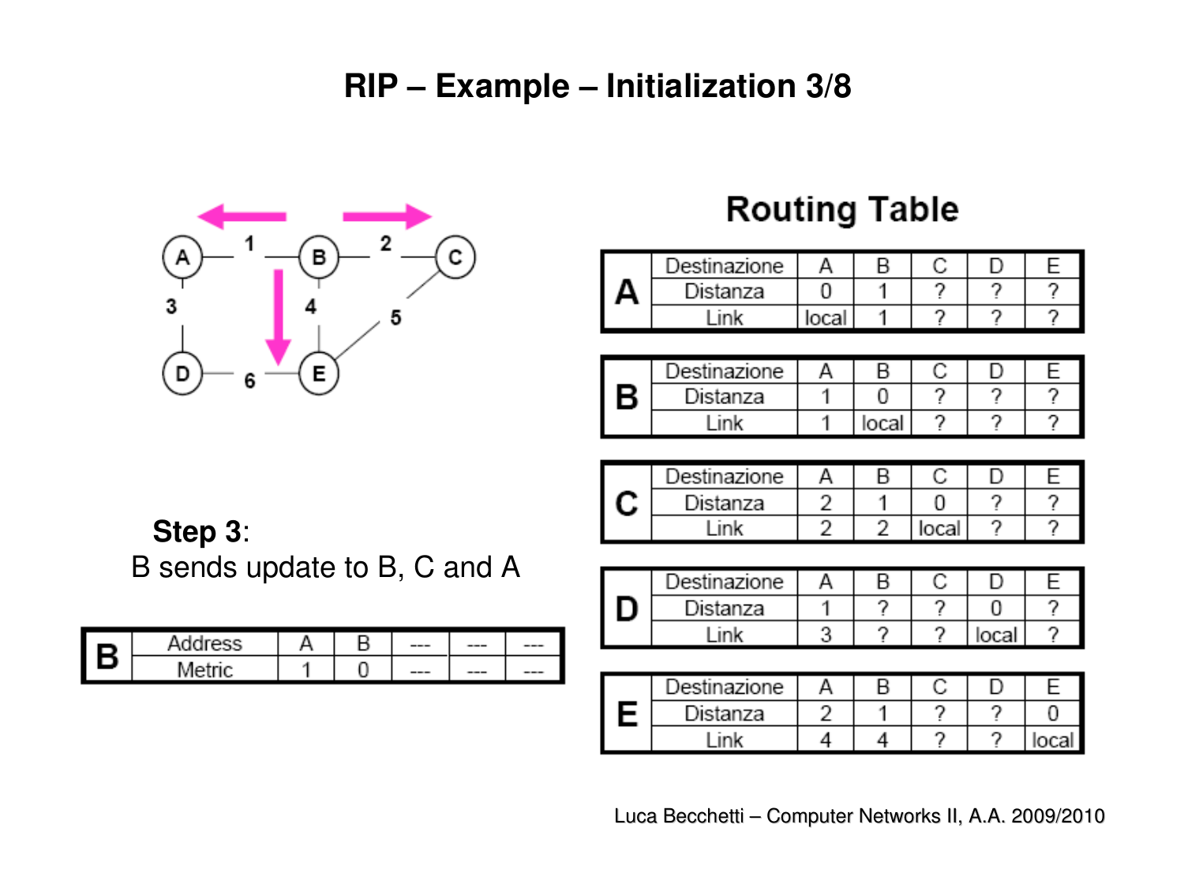# RIP – Example – Initialization 3/8

**Step 3**:
B sends update to B, C and A

| B | Address | A | B | --- | --- | --- |
|---|---|---|---|---|---|---|
| | Metric | 1 | 0 | --- | --- | --- |

## Routing Table

| A | Destinazione | A | B | C | D | E |
|---|---|---|---|---|---|---|
| | Distanza | 0 | 1 | ? | ? | ? |
| | Link | local | 1 | ? | ? | ? |

| B | Destinazione | A | B | C | D | E |
|---|---|---|---|---|---|---|
| | Distanza | 1 | 0 | ? | ? | ? |
| | Link | 1 | local | ? | ? | ? |

| C | Destinazione | A | B | C | D | E |
|---|---|---|---|---|---|---|
| | Distanza | 2 | 1 | 0 | ? | ? |
| | Link | 2 | 2 | local | ? | ? |

| D | Destinazione | A | B | C | D | E |
|---|---|---|---|---|---|---|
| | Distanza | 1 | ? | ? | 0 | ? |
| | Link | 3 | ? | ? | local | ? |

| E | Destinazione | A | B | C | D | E |
|---|---|---|---|---|---|---|
| | Distanza | 2 | 1 | ? | ? | 0 |
| | Link | 4 | 4 | ? | ? | local |

Luca Becchetti – Computer Networks II, A.A. 2009/2010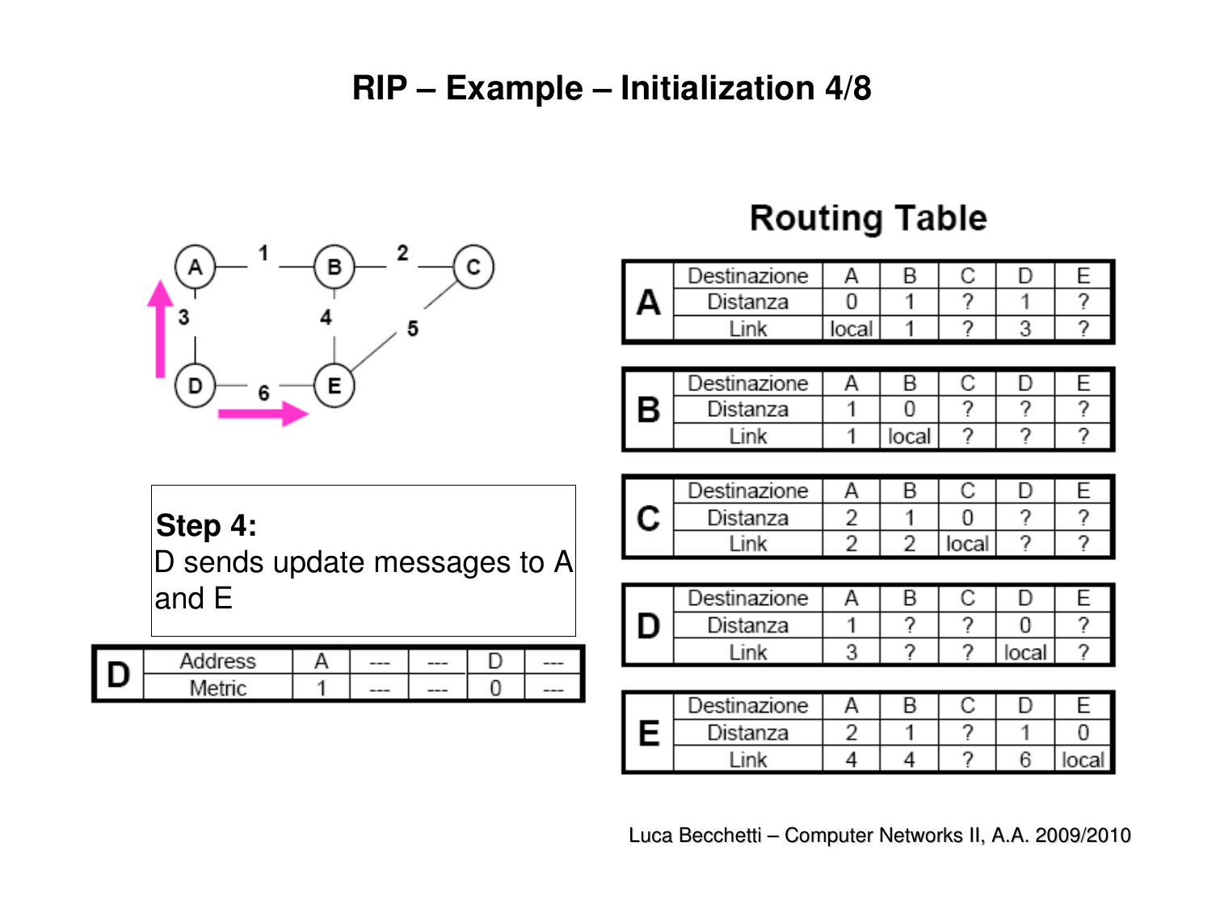# RIP – Example – Initialization 4/8

**Step 4:**
D sends update messages to A and E

| D | | | | | |
|---|---|---|---|---|---|
| Address | A | --- | --- | D | --- |
| Metric | 1 | --- | --- | 0 | --- |

## Routing Table

**A**

| Destinazione | A | B | C | D | E |
|---|---|---|---|---|---|
| Distanza | 0 | 1 | ? | 1 | ? |
| Link | local | 1 | ? | 3 | ? |

**B**

| Destinazione | A | B | C | D | E |
|---|---|---|---|---|---|
| Distanza | 1 | 0 | ? | ? | ? |
| Link | 1 | local | ? | ? | ? |

**C**

| Destinazione | A | B | C | D | E |
|---|---|---|---|---|---|
| Distanza | 2 | 1 | 0 | ? | ? |
| Link | 2 | 2 | local | ? | ? |

**D**

| Destinazione | A | B | C | D | E |
|---|---|---|---|---|---|
| Distanza | 1 | ? | ? | 0 | ? |
| Link | 3 | ? | ? | local | ? |

**E**

| Destinazione | A | B | C | D | E |
|---|---|---|---|---|---|
| Distanza | 2 | 1 | ? | 1 | 0 |
| Link | 4 | 4 | ? | 6 | local |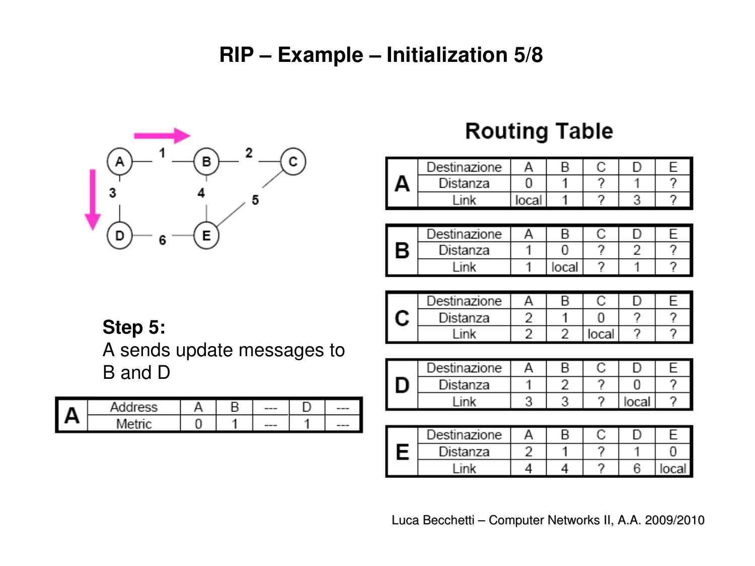# RIP – Example – Initialization 5/8

**Step 5:**
A sends update messages to B and D

| A | | | | | |
|---|---|---|---|---|---|
| Address | A | B | --- | D | --- |
| Metric | 0 | 1 | --- | 1 | --- |

## Routing Table

**A**

| Destinazione | A | B | C | D | E |
|---|---|---|---|---|---|
| Distanza | 0 | 1 | ? | 1 | ? |
| Link | local | 1 | ? | 3 | ? |

**B**

| Destinazione | A | B | C | D | E |
|---|---|---|---|---|---|
| Distanza | 1 | 0 | ? | 2 | ? |
| Link | 1 | local | ? | 1 | ? |

**C**

| Destinazione | A | B | C | D | E |
|---|---|---|---|---|---|
| Distanza | 2 | 1 | 0 | ? | ? |
| Link | 2 | 2 | local | ? | ? |

**D**

| Destinazione | A | B | C | D | E |
|---|---|---|---|---|---|
| Distanza | 1 | 2 | ? | 0 | ? |
| Link | 3 | 3 | ? | local | ? |

**E**

| Destinazione | A | B | C | D | E |
|---|---|---|---|---|---|
| Distanza | 2 | 1 | ? | 1 | 0 |
| Link | 4 | 4 | ? | 6 | local |

Luca Becchetti – Computer Networks II, A.A. 2009/2010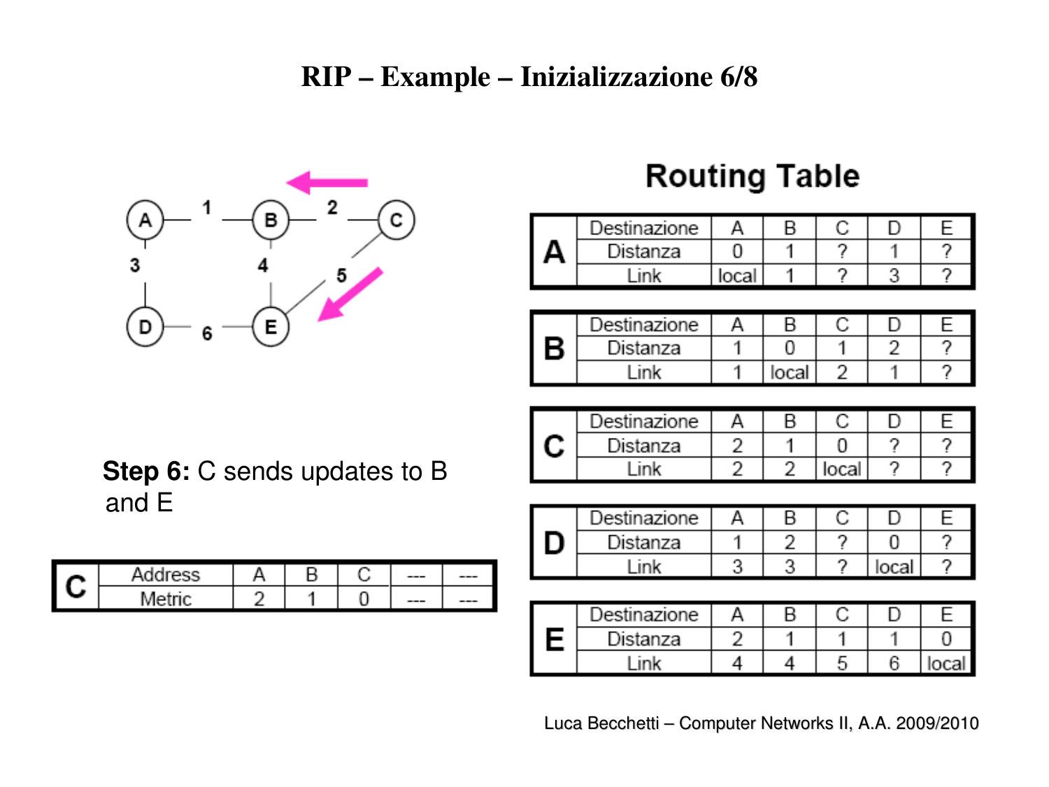# RIP – Example – Inizializzazione 6/8

**Step 6:** C sends updates to B and E

| C | Address | A | B | C | --- | --- |
|---|---|---|---|---|---|---|
| | Metric | 2 | 1 | 0 | --- | --- |

## Routing Table

| A | Destinazione | A | B | C | D | E |
|---|---|---|---|---|---|---|
| | Distanza | 0 | 1 | ? | 1 | ? |
| | Link | local | 1 | ? | 3 | ? |

| B | Destinazione | A | B | C | D | E |
|---|---|---|---|---|---|---|
| | Distanza | 1 | 0 | 1 | 2 | ? |
| | Link | 1 | local | 2 | 1 | ? |

| C | Destinazione | A | B | C | D | E |
|---|---|---|---|---|---|---|
| | Distanza | 2 | 1 | 0 | ? | ? |
| | Link | 2 | 2 | local | ? | ? |

| D | Destinazione | A | B | C | D | E |
|---|---|---|---|---|---|---|
| | Distanza | 1 | 2 | ? | 0 | ? |
| | Link | 3 | 3 | ? | local | ? |

| E | Destinazione | A | B | C | D | E |
|---|---|---|---|---|---|---|
| | Distanza | 2 | 1 | 1 | 1 | 0 |
| | Link | 4 | 4 | 5 | 6 | local |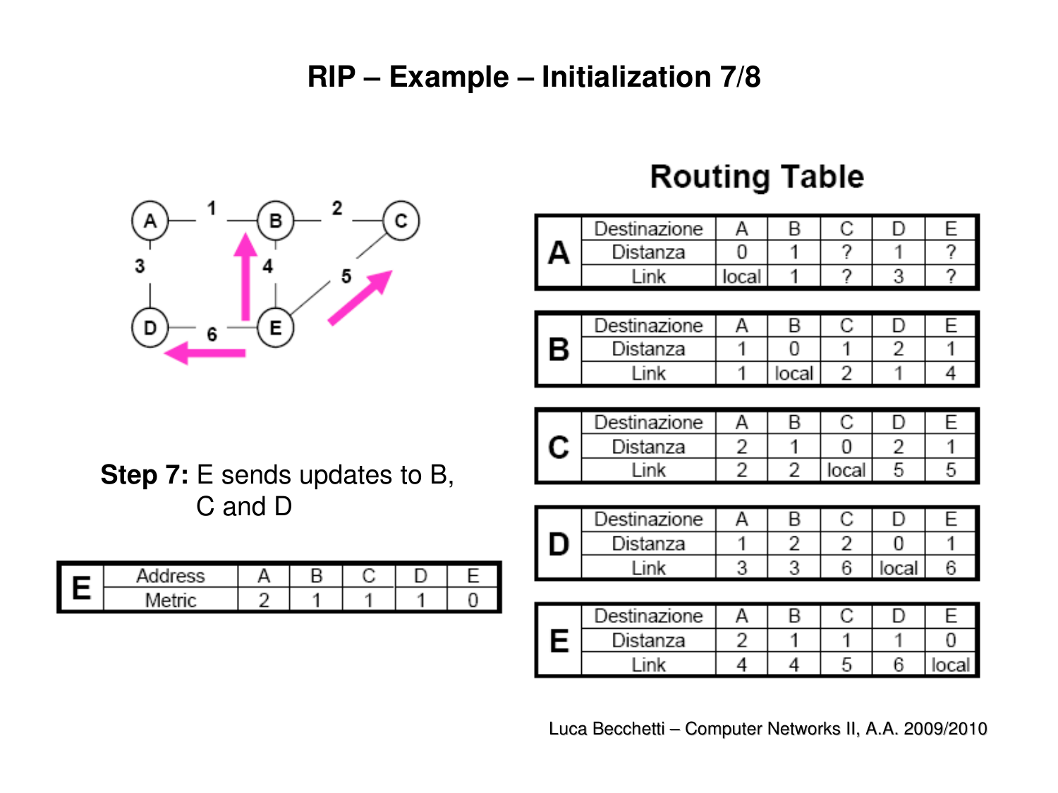# RIP – Example – Initialization 7/8

**Step 7:** E sends updates to B, C and D

| E | Address | A | B | C | D | E |
|---|---|---|---|---|---|---|
| | Metric | 2 | 1 | 1 | 1 | 0 |

## Routing Table

| A | Destinazione | A | B | C | D | E |
|---|---|---|---|---|---|---|
| | Distanza | 0 | 1 | ? | 1 | ? |
| | Link | local | 1 | ? | 3 | ? |

| B | Destinazione | A | B | C | D | E |
|---|---|---|---|---|---|---|
| | Distanza | 1 | 0 | 1 | 2 | 1 |
| | Link | 1 | local | 2 | 1 | 4 |

| C | Destinazione | A | B | C | D | E |
|---|---|---|---|---|---|---|
| | Distanza | 2 | 1 | 0 | 2 | 1 |
| | Link | 2 | 2 | local | 5 | 5 |

| D | Destinazione | A | B | C | D | E |
|---|---|---|---|---|---|---|
| | Distanza | 1 | 2 | 2 | 0 | 1 |
| | Link | 3 | 3 | 6 | local | 6 |

| E | Destinazione | A | B | C | D | E |
|---|---|---|---|---|---|---|
| | Distanza | 2 | 1 | 1 | 1 | 0 |
| | Link | 4 | 4 | 5 | 6 | local |

Luca Becchetti – Computer Networks II, A.A. 2009/2010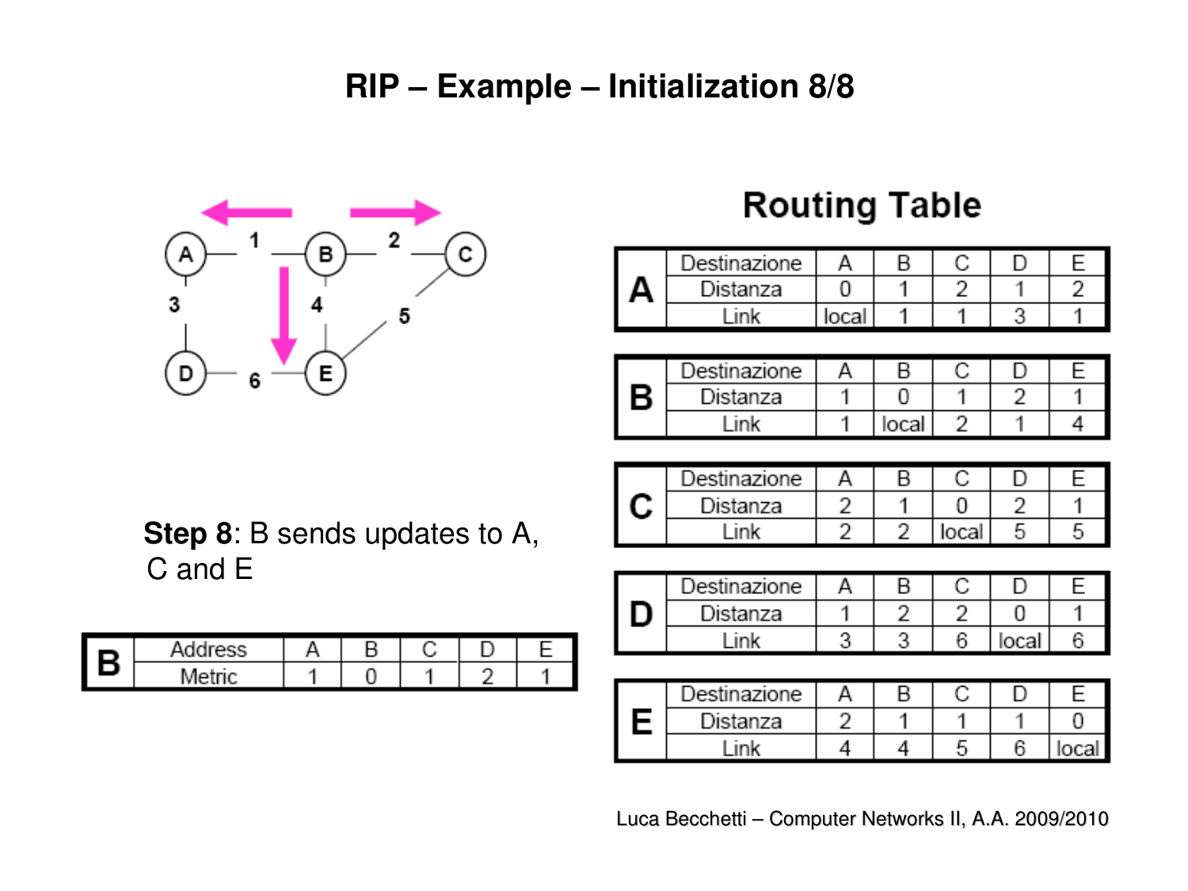# RIP – Example – Initialization 8/8

## Routing Table

| A | Destinazione | A | B | C | D | E |
|---|---|---|---|---|---|---|
| | Distanza | 0 | 1 | 2 | 1 | 2 |
| | Link | local | 1 | 1 | 3 | 1 |

| B | Destinazione | A | B | C | D | E |
|---|---|---|---|---|---|---|
| | Distanza | 1 | 0 | 1 | 2 | 1 |
| | Link | 1 | local | 2 | 1 | 4 |

| C | Destinazione | A | B | C | D | E |
|---|---|---|---|---|---|---|
| | Distanza | 2 | 1 | 0 | 2 | 1 |
| | Link | 2 | 2 | local | 5 | 5 |

| D | Destinazione | A | B | C | D | E |
|---|---|---|---|---|---|---|
| | Distanza | 1 | 2 | 2 | 0 | 1 |
| | Link | 3 | 3 | 6 | local | 6 |

| E | Destinazione | A | B | C | D | E |
|---|---|---|---|---|---|---|
| | Distanza | 2 | 1 | 1 | 1 | 0 |
| | Link | 4 | 4 | 5 | 6 | local |

**Step 8**: B sends updates to A, C and E

| B | Address | A | B | C | D | E |
|---|---|---|---|---|---|---|
| | Metric | 1 | 0 | 1 | 2 | 1 |

Luca Becchetti – Computer Networks II, A.A. 2009/2010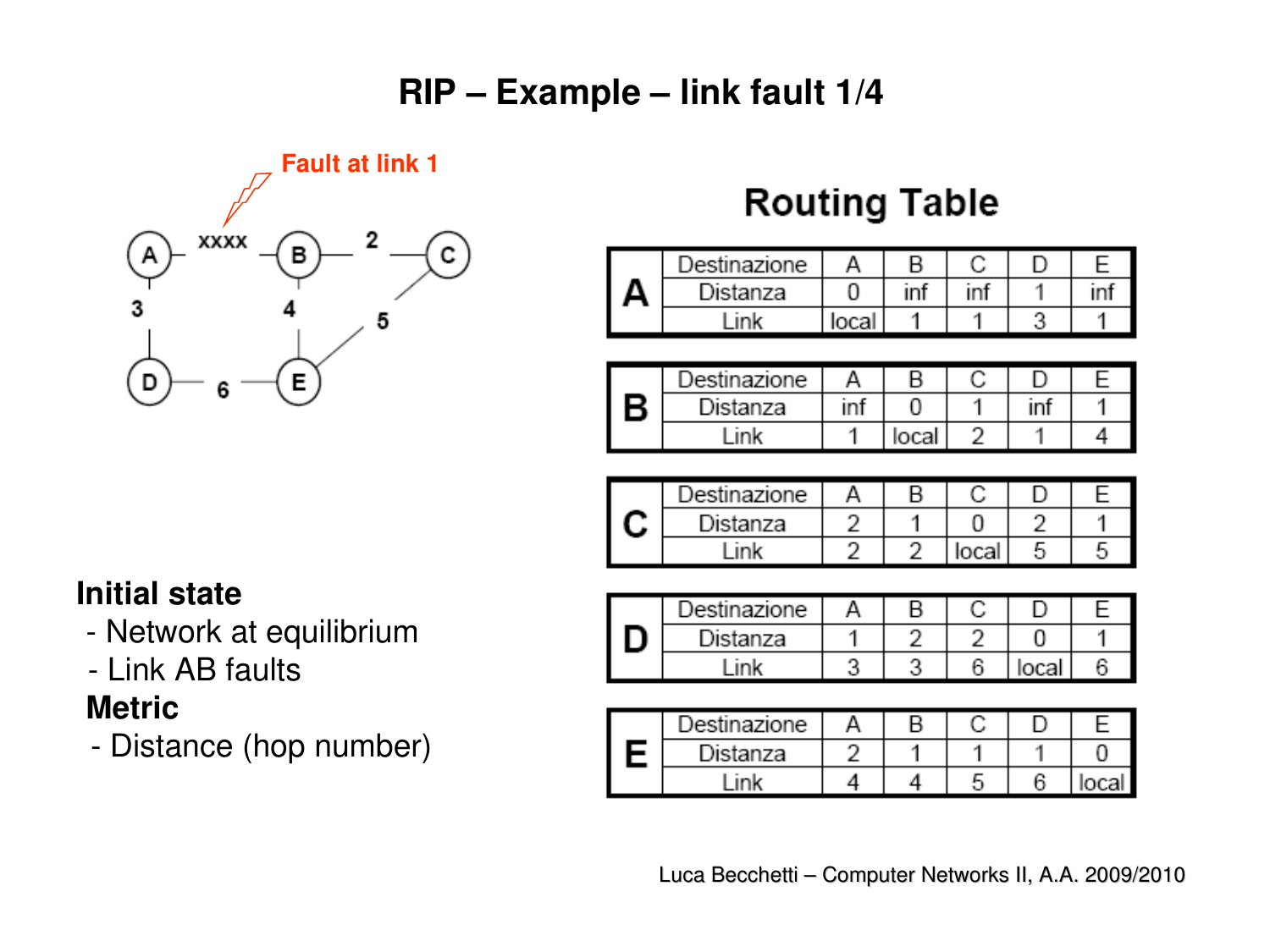# RIP – Example – link fault 1/4

Fault at link 1

A — xxxx — B — 2 — C

A — 3 — D; B — 4 — E; C — 5 — E; D — 6 — E

## Routing Table

**A**

| Destinazione | A | B | C | D | E |
|---|---|---|---|---|---|
| Distanza | 0 | inf | inf | 1 | inf |
| Link | local | 1 | 1 | 3 | 1 |

**B**

| Destinazione | A | B | C | D | E |
|---|---|---|---|---|---|
| Distanza | inf | 0 | 1 | inf | 1 |
| Link | 1 | local | 2 | 1 | 4 |

**C**

| Destinazione | A | B | C | D | E |
|---|---|---|---|---|---|
| Distanza | 2 | 1 | 0 | 2 | 1 |
| Link | 2 | 2 | local | 5 | 5 |

**D**

| Destinazione | A | B | C | D | E |
|---|---|---|---|---|---|
| Distanza | 1 | 2 | 2 | 0 | 1 |
| Link | 3 | 3 | 6 | local | 6 |

**E**

| Destinazione | A | B | C | D | E |
|---|---|---|---|---|---|
| Distanza | 2 | 1 | 1 | 1 | 0 |
| Link | 4 | 4 | 5 | 6 | local |

**Initial state**

- Network at equilibrium
- Link AB faults

**Metric**

- Distance (hop number)

Luca Becchetti – Computer Networks II, A.A. 2009/2010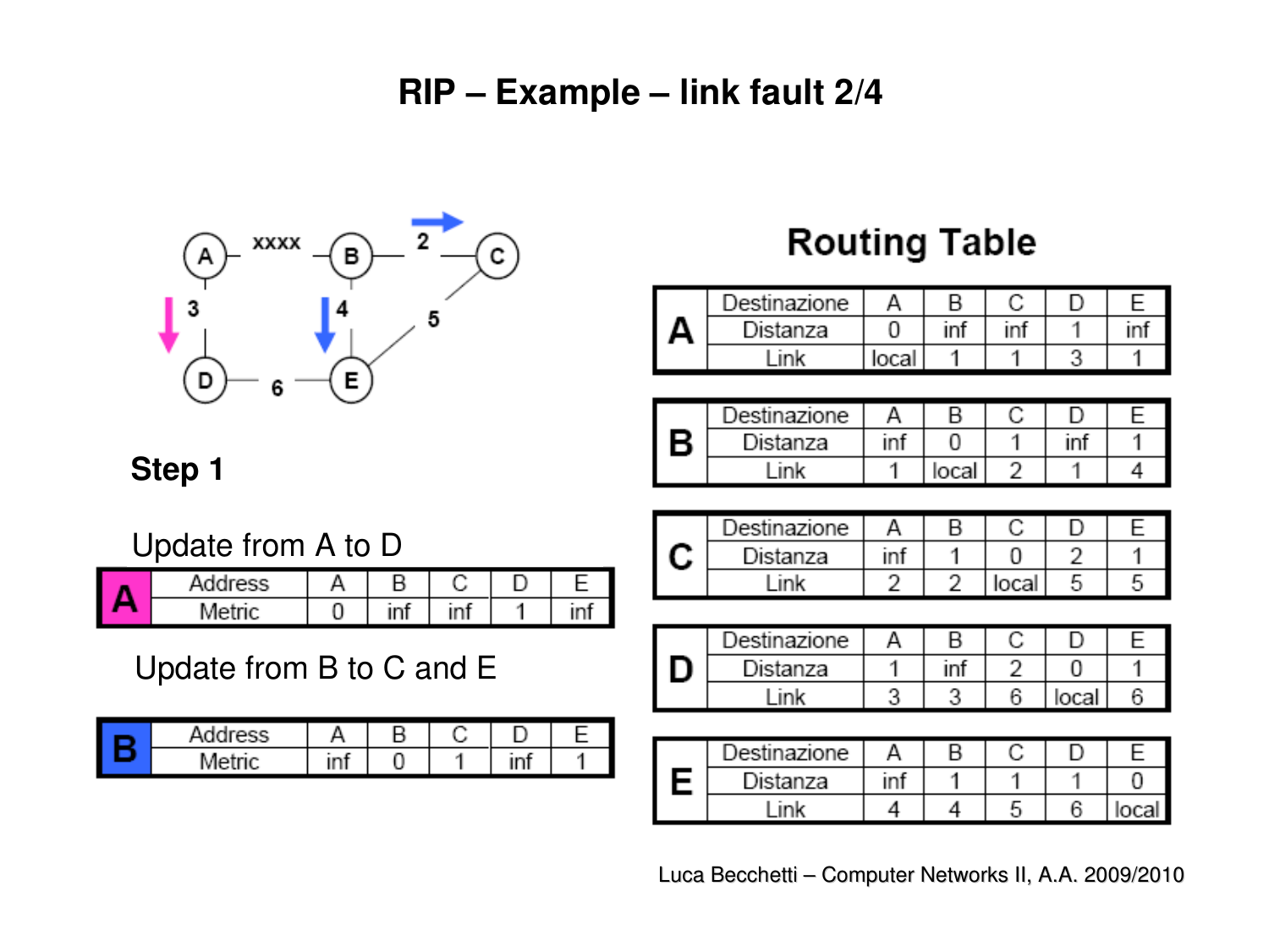# RIP – Example – link fault 2/4

A –xxxx– B –2– C
A –3– D
B –4– E
C –5– E
D –6– E

## Step 1

Update from A to D

| A | Address | A | B | C | D | E |
|---|---|---|---|---|---|---|
| | Metric | 0 | inf | inf | 1 | inf |

Update from B to C and E

| B | Address | A | B | C | D | E |
|---|---|---|---|---|---|---|
| | Metric | inf | 0 | 1 | inf | 1 |

## Routing Table

| A | Destinazione | A | B | C | D | E |
|---|---|---|---|---|---|---|
| | Distanza | 0 | inf | inf | 1 | inf |
| | Link | local | 1 | 1 | 3 | 1 |

| B | Destinazione | A | B | C | D | E |
|---|---|---|---|---|---|---|
| | Distanza | inf | 0 | 1 | inf | 1 |
| | Link | 1 | local | 2 | 1 | 4 |

| C | Destinazione | A | B | C | D | E |
|---|---|---|---|---|---|---|
| | Distanza | inf | 1 | 0 | 2 | 1 |
| | Link | 2 | 2 | local | 5 | 5 |

| D | Destinazione | A | B | C | D | E |
|---|---|---|---|---|---|---|
| | Distanza | 1 | inf | 2 | 0 | 1 |
| | Link | 3 | 3 | 6 | local | 6 |

| E | Destinazione | A | B | C | D | E |
|---|---|---|---|---|---|---|
| | Distanza | inf | 1 | 1 | 1 | 0 |
| | Link | 4 | 4 | 5 | 6 | local |

Luca Becchetti – Computer Networks II, A.A. 2009/2010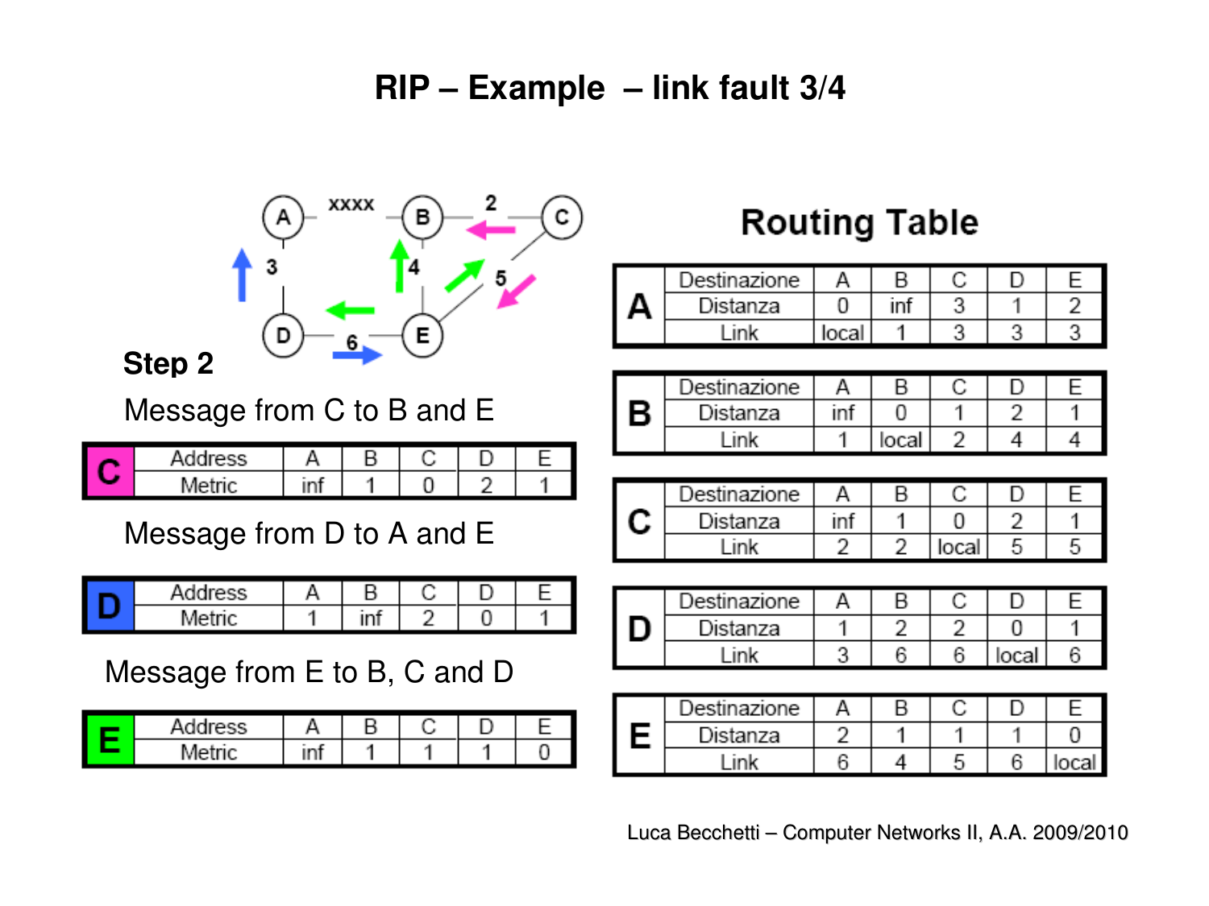# RIP – Example – link fault 3/4

**Step 2**

Message from C to B and E

| C | | | | | |
|---|---|---|---|---|---|
| Address | A | B | C | D | E |
| Metric | inf | 1 | 0 | 2 | 1 |

Message from D to A and E

| D | | | | | |
|---|---|---|---|---|---|
| Address | A | B | C | D | E |
| Metric | 1 | inf | 2 | 0 | 1 |

Message from E to B, C and D

| E | | | | | |
|---|---|---|---|---|---|
| Address | A | B | C | D | E |
| Metric | inf | 1 | 1 | 1 | 0 |

## Routing Table

| A | | | | | |
|---|---|---|---|---|---|
| Destinazione | A | B | C | D | E |
| Distanza | 0 | inf | 3 | 1 | 2 |
| Link | local | 1 | 3 | 3 | 3 |

| B | | | | | |
|---|---|---|---|---|---|
| Destinazione | A | B | C | D | E |
| Distanza | inf | 0 | 1 | 2 | 1 |
| Link | 1 | local | 2 | 4 | 4 |

| C | | | | | |
|---|---|---|---|---|---|
| Destinazione | A | B | C | D | E |
| Distanza | inf | 1 | 0 | 2 | 1 |
| Link | 2 | 2 | local | 5 | 5 |

| D | | | | | |
|---|---|---|---|---|---|
| Destinazione | A | B | C | D | E |
| Distanza | 1 | 2 | 2 | 0 | 1 |
| Link | 3 | 6 | 6 | local | 6 |

| E | | | | | |
|---|---|---|---|---|---|
| Destinazione | A | B | C | D | E |
| Distanza | 2 | 1 | 1 | 1 | 0 |
| Link | 6 | 4 | 5 | 6 | local |

Luca Becchetti – Computer Networks II, A.A. 2009/2010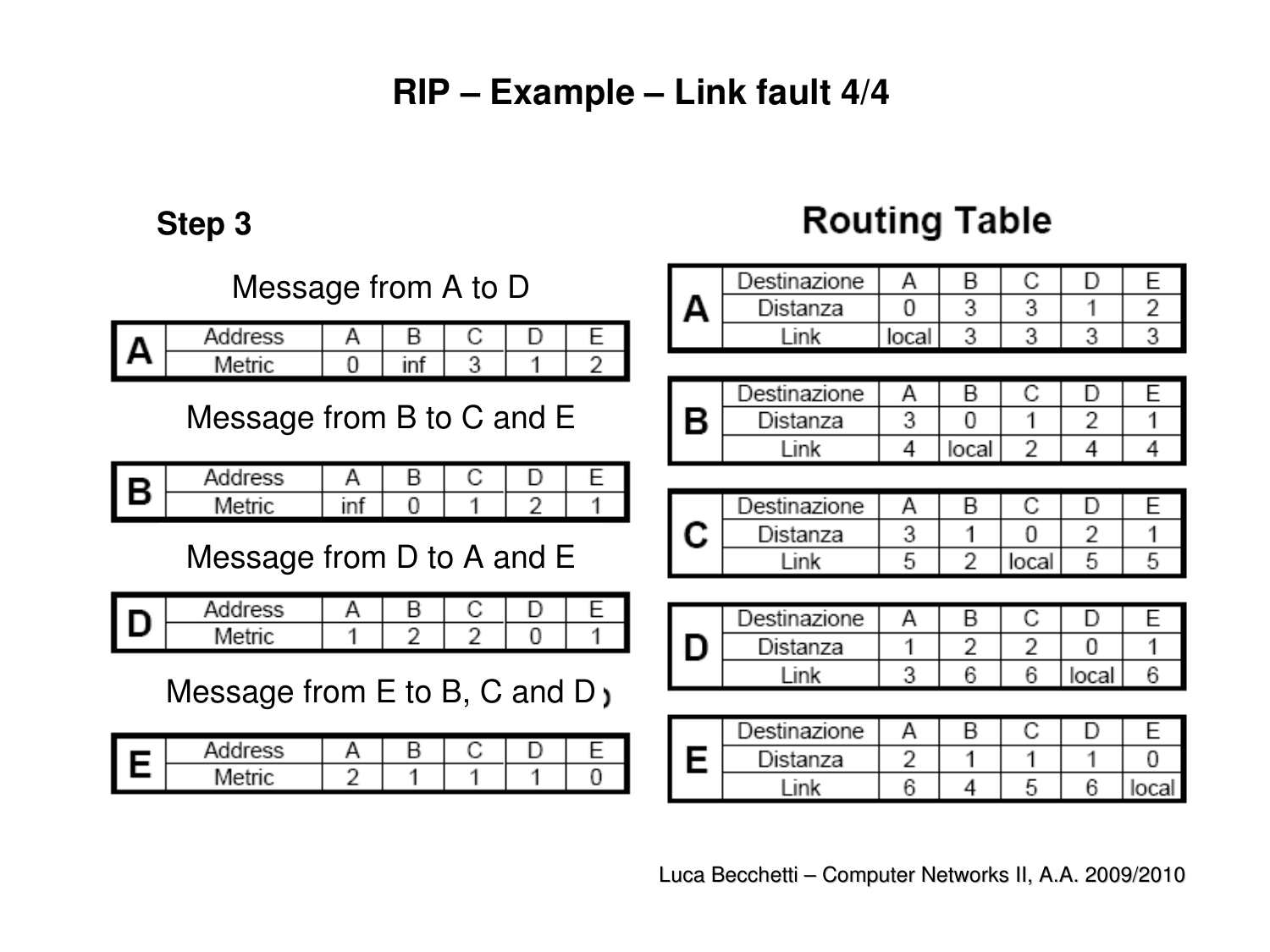# RIP – Example – Link fault 4/4

## Step 3

Message from A to D

| A | Address | A | B | C | D | E |
|---|---|---|---|---|---|---|
| | Metric | 0 | inf | 3 | 1 | 2 |

Message from B to C and E

| B | Address | A | B | C | D | E |
|---|---|---|---|---|---|---|
| | Metric | inf | 0 | 1 | 2 | 1 |

Message from D to A and E

| D | Address | A | B | C | D | E |
|---|---|---|---|---|---|---|
| | Metric | 1 | 2 | 2 | 0 | 1 |

Message from E to B, C and D

| E | Address | A | B | C | D | E |
|---|---|---|---|---|---|---|
| | Metric | 2 | 1 | 1 | 1 | 0 |

## Routing Table

| A | Destinazione | A | B | C | D | E |
|---|---|---|---|---|---|---|
| | Distanza | 0 | 3 | 3 | 1 | 2 |
| | Link | local | 3 | 3 | 3 | 3 |

| B | Destinazione | A | B | C | D | E |
|---|---|---|---|---|---|---|
| | Distanza | 3 | 0 | 1 | 2 | 1 |
| | Link | 4 | local | 2 | 4 | 4 |

| C | Destinazione | A | B | C | D | E |
|---|---|---|---|---|---|---|
| | Distanza | 3 | 1 | 0 | 2 | 1 |
| | Link | 5 | 2 | local | 5 | 5 |

| D | Destinazione | A | B | C | D | E |
|---|---|---|---|---|---|---|
| | Distanza | 1 | 2 | 2 | 0 | 1 |
| | Link | 3 | 6 | 6 | local | 6 |

| E | Destinazione | A | B | C | D | E |
|---|---|---|---|---|---|---|
| | Distanza | 2 | 1 | 1 | 1 | 0 |
| | Link | 6 | 4 | 5 | 6 | local |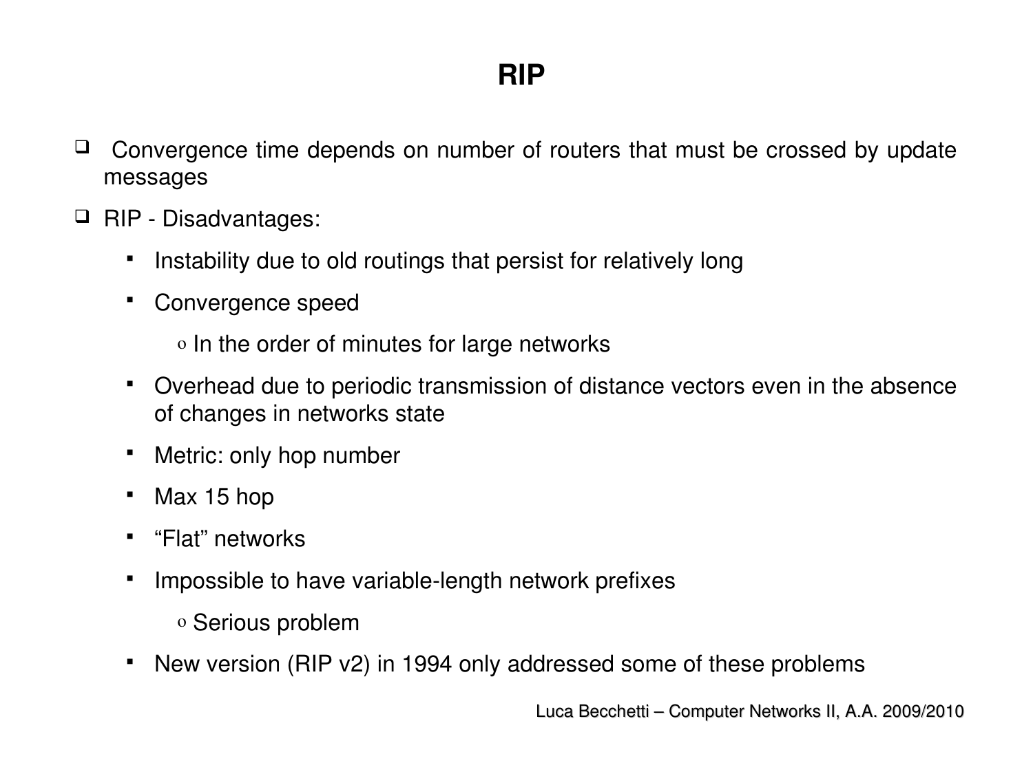# RIP

- Convergence time depends on number of routers that must be crossed by update messages
- RIP - Disadvantages:
  - Instability due to old routings that persist for relatively long
  - Convergence speed
    - In the order of minutes for large networks
  - Overhead due to periodic transmission of distance vectors even in the absence of changes in networks state
  - Metric: only hop number
  - Max 15 hop
  - “Flat” networks
  - Impossible to have variable-length network prefixes
    - Serious problem
  - New version (RIP v2) in 1994 only addressed some of these problems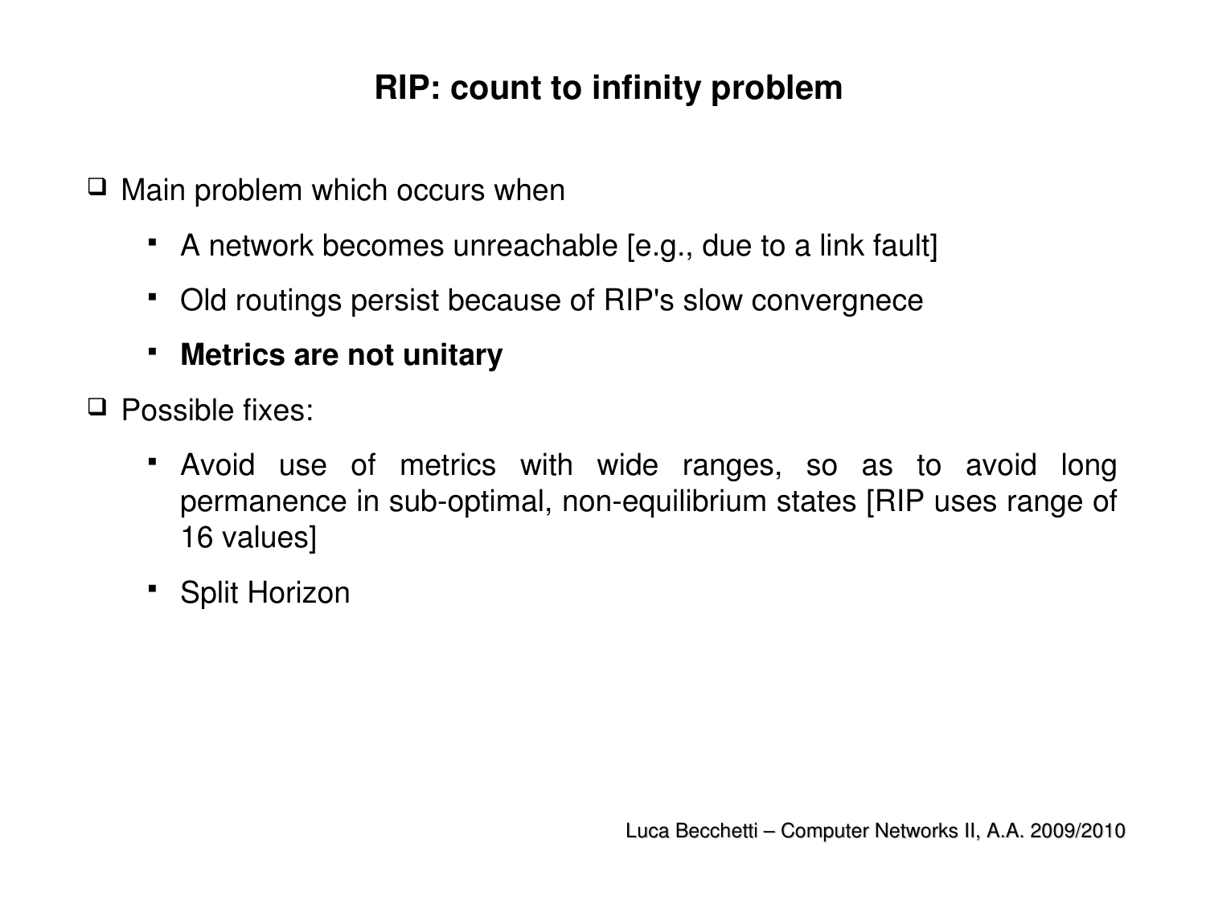# RIP: count to infinity problem

- Main problem which occurs when
  - A network becomes unreachable [e.g., due to a link fault]
  - Old routings persist because of RIP's slow convergnece
  - **Metrics are not unitary**
- Possible fixes:
  - Avoid use of metrics with wide ranges, so as to avoid long permanence in sub-optimal, non-equilibrium states [RIP uses range of 16 values]
  - Split Horizon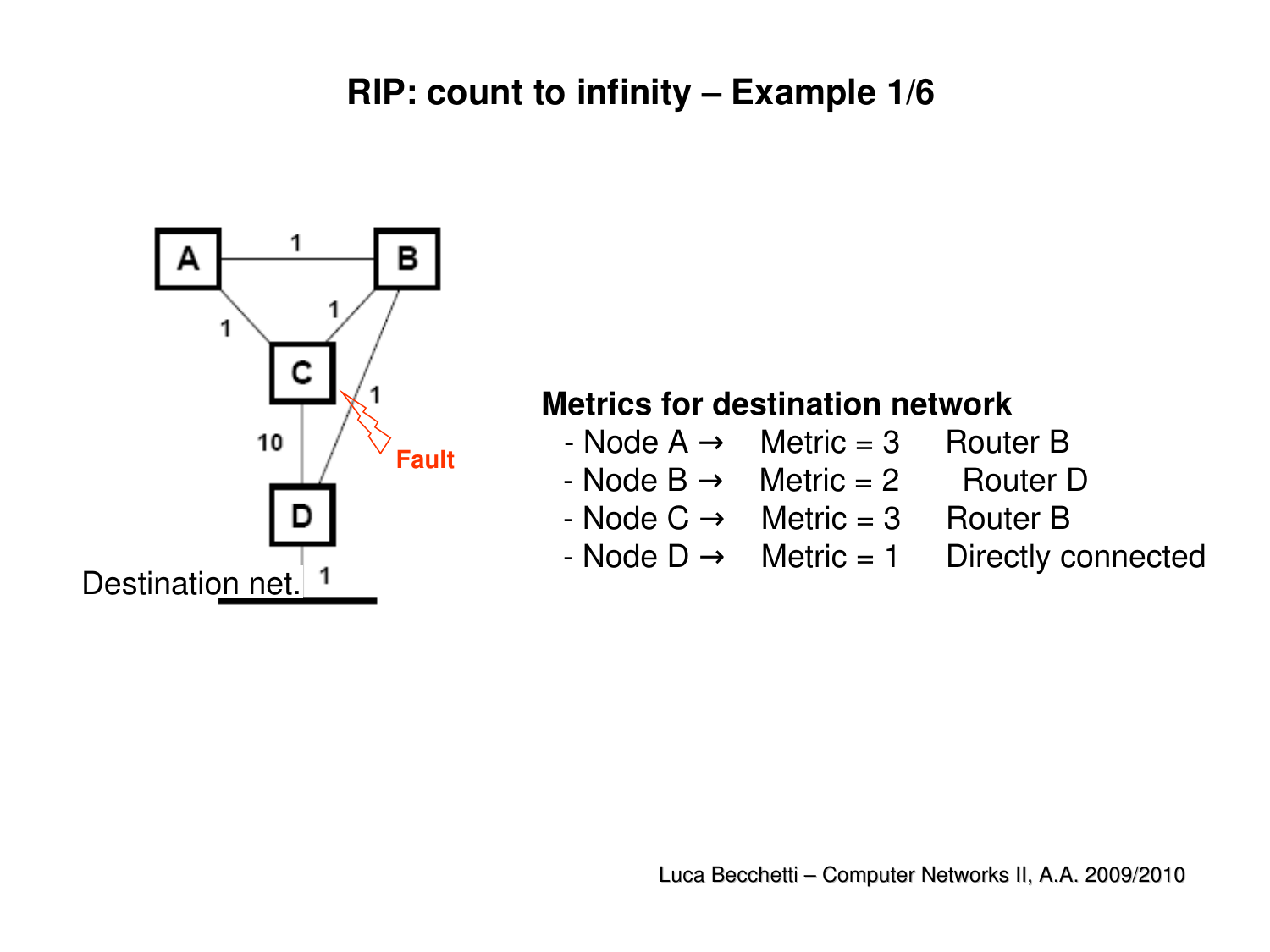# RIP: count to infinity – Example 1/6

Destination net.

Fault

**Metrics for destination network**

- Node A → Metric = 3 Router B
- Node B → Metric = 2 Router D
- Node C → Metric = 3 Router B
- Node D → Metric = 1 Directly connected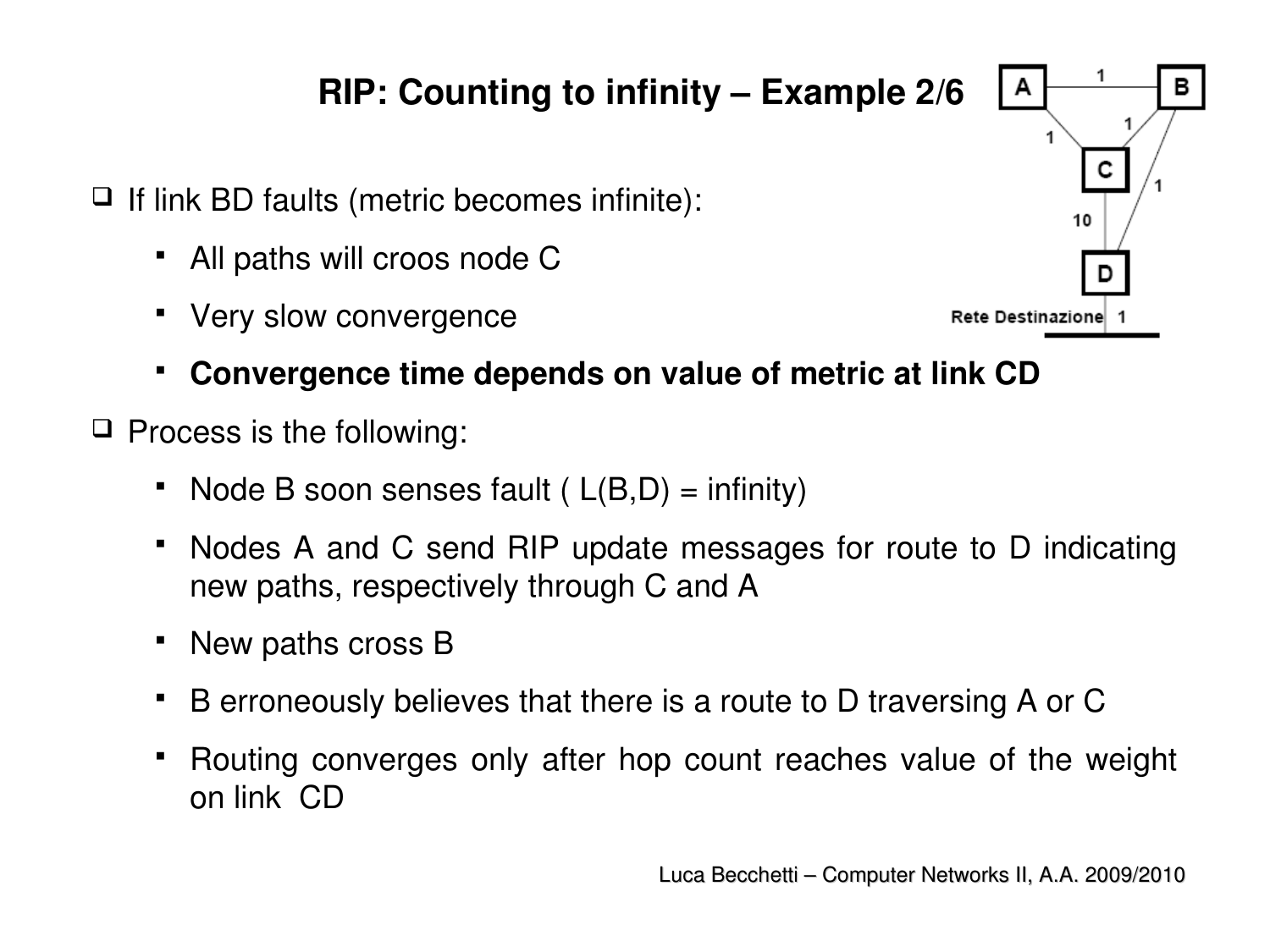# RIP: Counting to infinity – Example 2/6

- If link BD faults (metric becomes infinite):
  - All paths will croos node C
  - Very slow convergence
  - **Convergence time depends on value of metric at link CD**
- Process is the following:
  - Node B soon senses fault ( L(B,D) = infinity)
  - Nodes A and C send RIP update messages for route to D indicating new paths, respectively through C and A
  - New paths cross B
  - B erroneously believes that there is a route to D traversing A or C
  - Routing converges only after hop count reaches value of the weight on link CD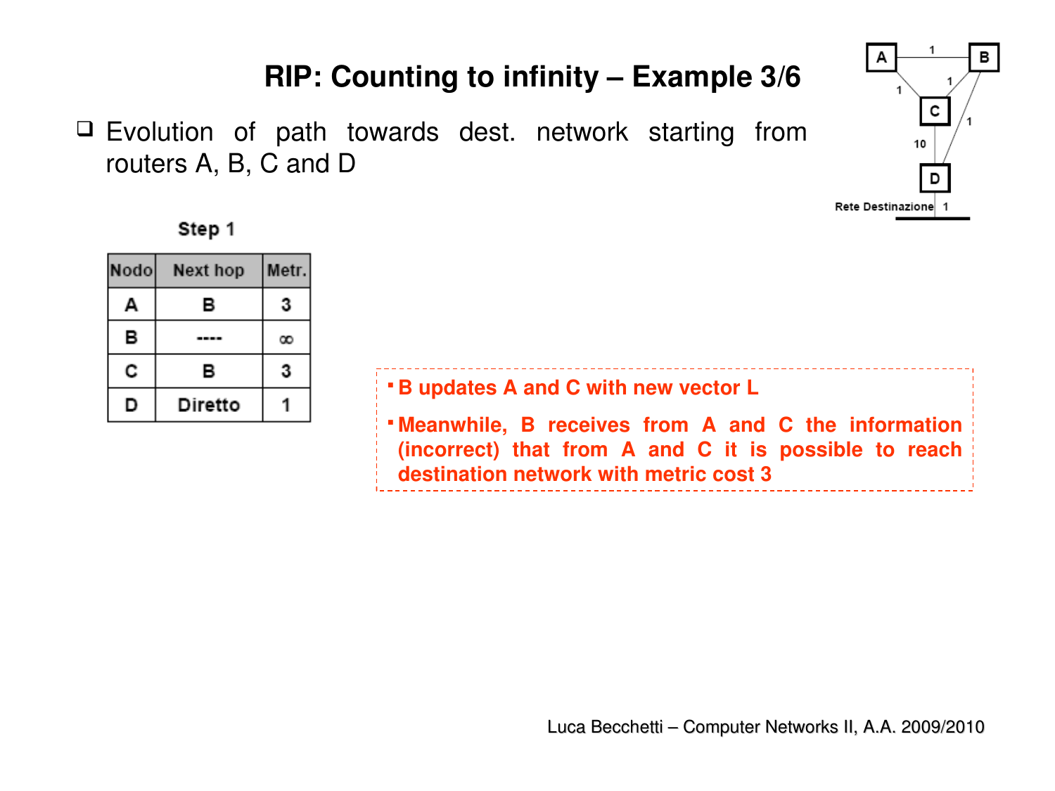# RIP: Counting to infinity – Example 3/6

- Evolution of path towards dest. network starting from routers A, B, C and D

Step 1

| Nodo | Next hop | Metr. |
|---|---|---|
| A | B | 3 |
| B | ---- | ∞ |
| C | B | 3 |
| D | Diretto | 1 |

- **B updates A and C with new vector L**
- **Meanwhile, B receives from A and C the information (incorrect) that from A and C it is possible to reach destination network with metric cost 3**

Luca Becchetti – Computer Networks II, A.A. 2009/2010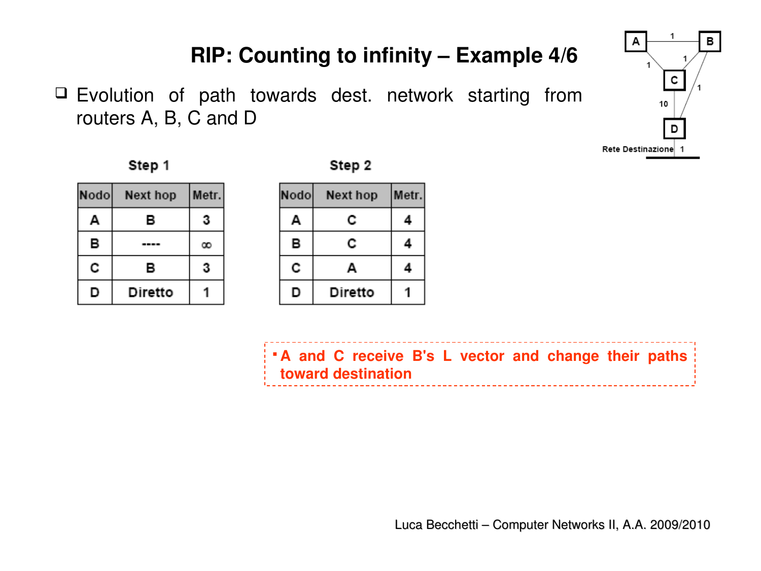# RIP: Counting to infinity – Example 4/6

- Evolution of path towards dest. network starting from routers A, B, C and D

**Step 1**

| Nodo | Next hop | Metr. |
|---|---|---|
| A | B | 3 |
| B | ---- | ∞ |
| C | B | 3 |
| D | Diretto | 1 |

**Step 2**

| Nodo | Next hop | Metr. |
|---|---|---|
| A | C | 4 |
| B | C | 4 |
| C | A | 4 |
| D | Diretto | 1 |

- A and C receive B's L vector and change their paths toward destination

Rete Destinazione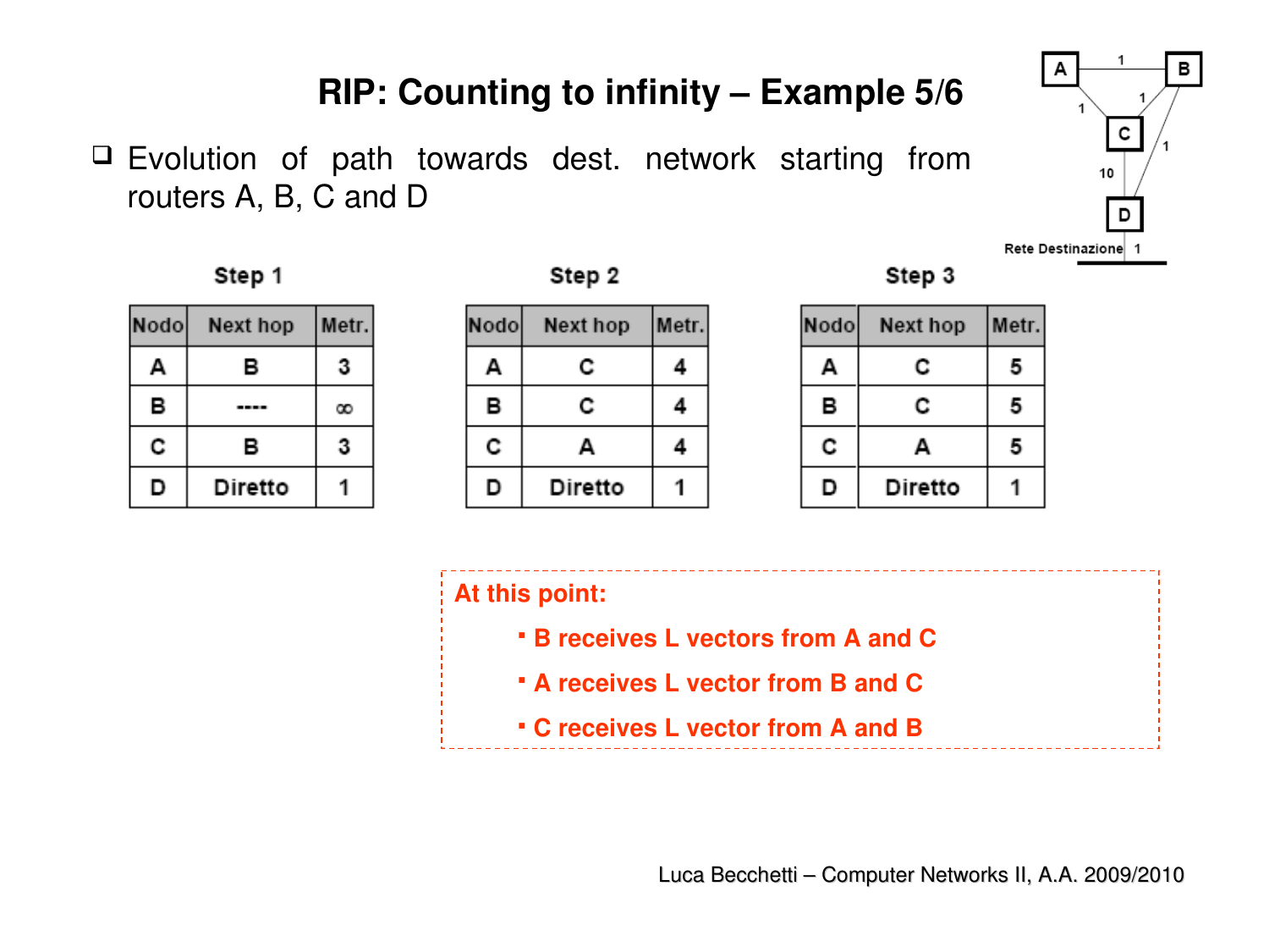# RIP: Counting to infinity – Example 5/6

- Evolution of path towards dest. network starting from routers A, B, C and D

A —1— B, A —1— C, B —1— C, B —1— D, C —10— D

Rete Destinazione 1

**Step 1**

| Nodo | Next hop | Metr. |
|---|---|---|
| A | B | 3 |
| B | ---- | ∞ |
| C | B | 3 |
| D | Diretto | 1 |

**Step 2**

| Nodo | Next hop | Metr. |
|---|---|---|
| A | C | 4 |
| B | C | 4 |
| C | A | 4 |
| D | Diretto | 1 |

**Step 3**

| Nodo | Next hop | Metr. |
|---|---|---|
| A | C | 5 |
| B | C | 5 |
| C | A | 5 |
| D | Diretto | 1 |

**At this point:**

- **B receives L vectors from A and C**
- **A receives L vector from B and C**
- **C receives L vector from A and B**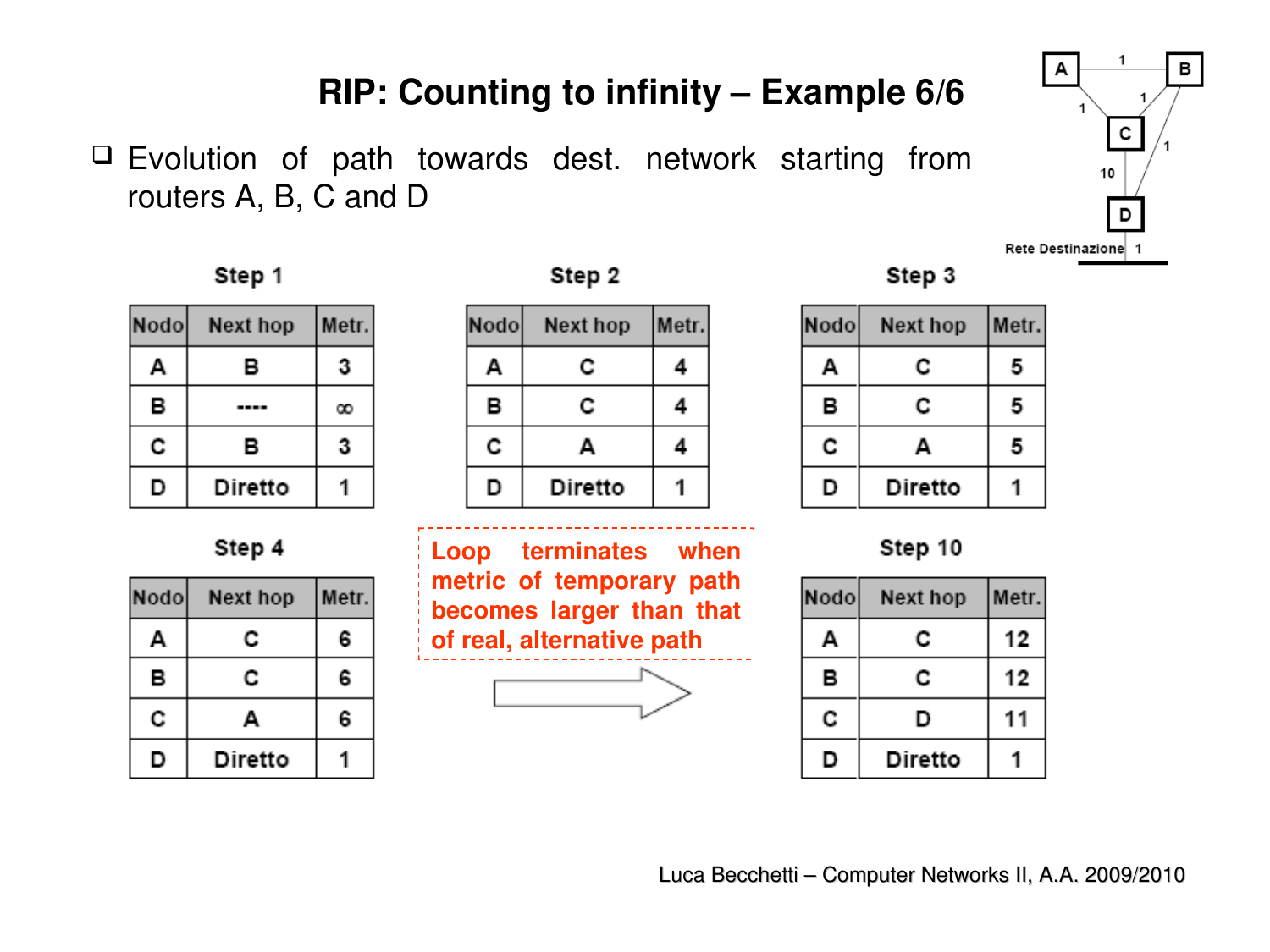# RIP: Counting to infinity – Example 6/6

- Evolution of path towards dest. network starting from routers A, B, C and D

**Step 1**

| Nodo | Next hop | Metr. |
|---|---|---|
| A | B | 3 |
| B | ---- | ∞ |
| C | B | 3 |
| D | Diretto | 1 |

**Step 2**

| Nodo | Next hop | Metr. |
|---|---|---|
| A | C | 4 |
| B | C | 4 |
| C | A | 4 |
| D | Diretto | 1 |

**Step 3**

| Nodo | Next hop | Metr. |
|---|---|---|
| A | C | 5 |
| B | C | 5 |
| C | A | 5 |
| D | Diretto | 1 |

**Step 4**

| Nodo | Next hop | Metr. |
|---|---|---|
| A | C | 6 |
| B | C | 6 |
| C | A | 6 |
| D | Diretto | 1 |

**Loop terminates when metric of temporary path becomes larger than that of real, alternative path**

**Step 10**

| Nodo | Next hop | Metr. |
|---|---|---|
| A | C | 12 |
| B | C | 12 |
| C | D | 11 |
| D | Diretto | 1 |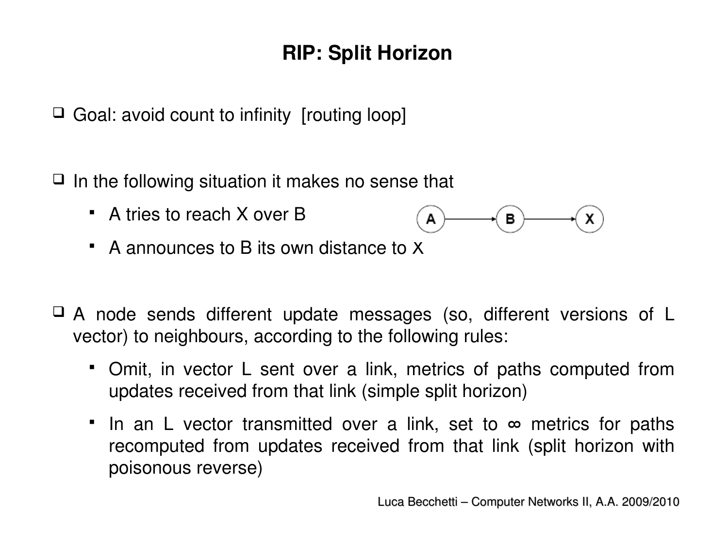# RIP: Split Horizon

- Goal: avoid count to infinity [routing loop]

- In the following situation it makes no sense that
  - A tries to reach X over B
  - A announces to B its own distance to X

- A node sends different update messages (so, different versions of L vector) to neighbours, according to the following rules:
  - Omit, in vector L sent over a link, metrics of paths computed from updates received from that link (simple split horizon)
  - In an L vector transmitted over a link, set to ∞ metrics for paths recomputed from updates received from that link (split horizon with poisonous reverse)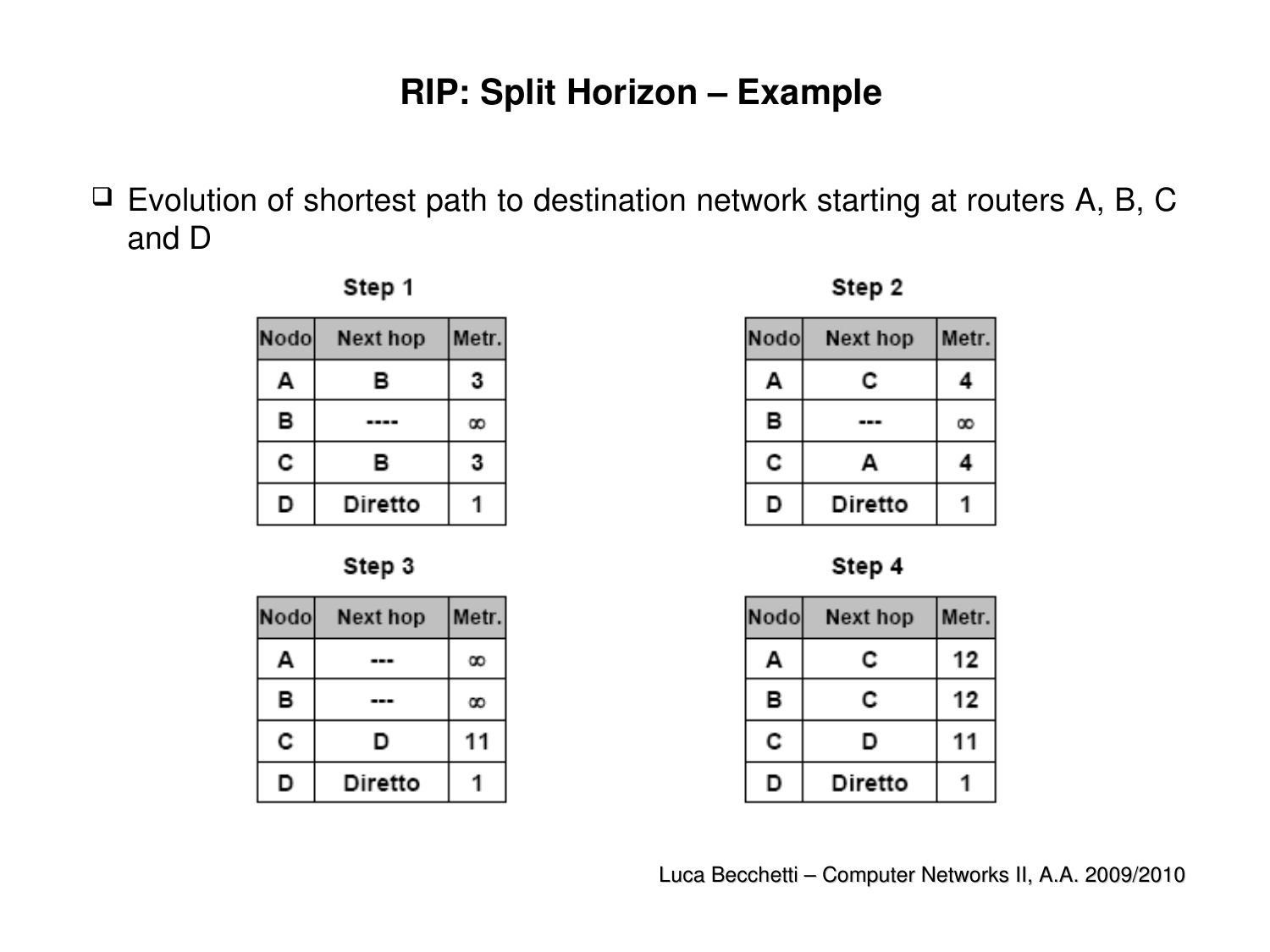# RIP: Split Horizon – Example

- Evolution of shortest path to destination network starting at routers A, B, C and D

**Step 1**

| Nodo | Next hop | Metr. |
|---|---|---|
| A | B | 3 |
| B | ---- | ∞ |
| C | B | 3 |
| D | Diretto | 1 |

**Step 2**

| Nodo | Next hop | Metr. |
|---|---|---|
| A | C | 4 |
| B | --- | ∞ |
| C | A | 4 |
| D | Diretto | 1 |

**Step 3**

| Nodo | Next hop | Metr. |
|---|---|---|
| A | --- | ∞ |
| B | --- | ∞ |
| C | D | 11 |
| D | Diretto | 1 |

**Step 4**

| Nodo | Next hop | Metr. |
|---|---|---|
| A | C | 12 |
| B | C | 12 |
| C | D | 11 |
| D | Diretto | 1 |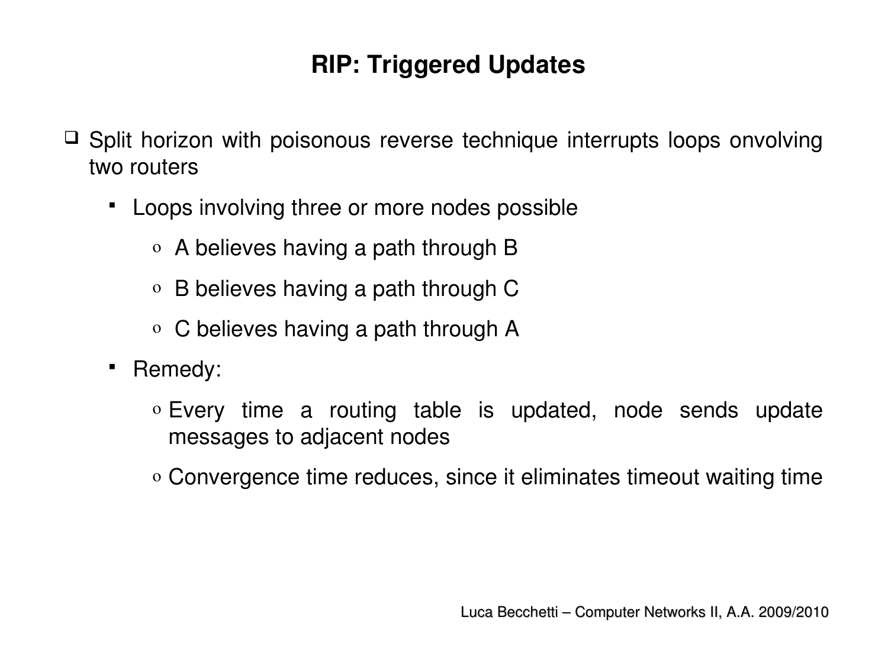# RIP: Triggered Updates

- Split horizon with poisonous reverse technique interrupts loops onvolving two routers
  - Loops involving three or more nodes possible
    - A believes having a path through B
    - B believes having a path through C
    - C believes having a path through A
  - Remedy:
    - Every time a routing table is updated, node sends update messages to adjacent nodes
    - Convergence time reduces, since it eliminates timeout waiting time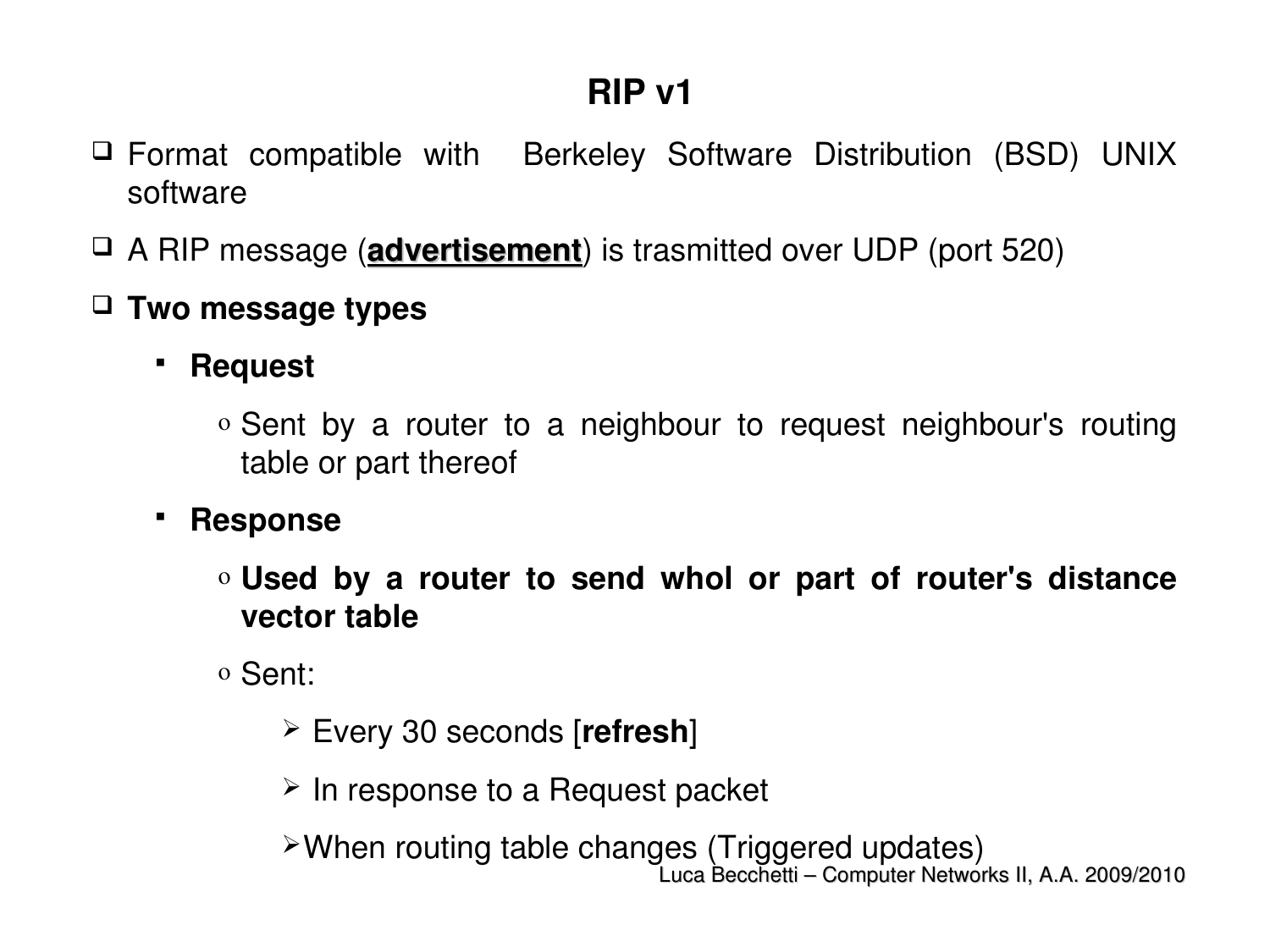# RIP v1

- Format compatible with Berkeley Software Distribution (BSD) UNIX software
- A RIP message (**advertisement**) is trasmitted over UDP (port 520)
- **Two message types**
  - **Request**
    - Sent by a router to a neighbour to request neighbour's routing table or part thereof
  - **Response**
    - **Used by a router to send whol or part of router's distance vector table**
    - Sent:
      - Every 30 seconds [**refresh**]
      - In response to a Request packet
      - When routing table changes (Triggered updates)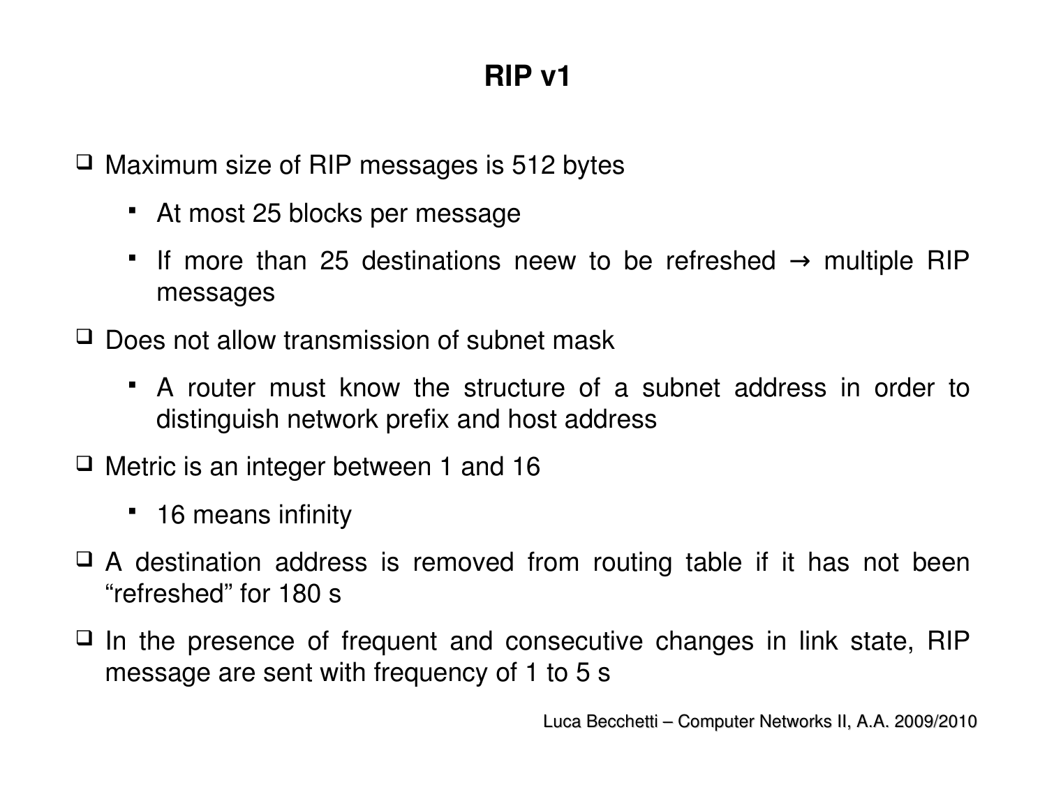# RIP v1

- Maximum size of RIP messages is 512 bytes
  - At most 25 blocks per message
  - If more than 25 destinations neew to be refreshed → multiple RIP messages
- Does not allow transmission of subnet mask
  - A router must know the structure of a subnet address in order to distinguish network prefix and host address
- Metric is an integer between 1 and 16
  - 16 means infinity
- A destination address is removed from routing table if it has not been "refreshed" for 180 s
- In the presence of frequent and consecutive changes in link state, RIP message are sent with frequency of 1 to 5 s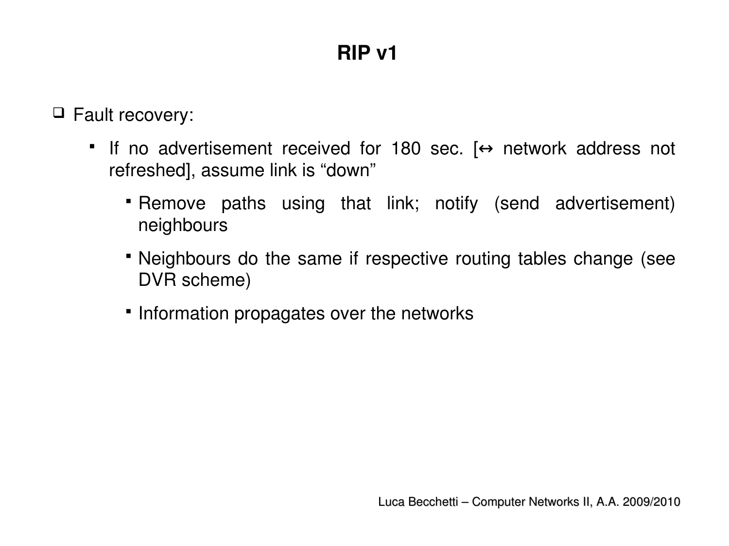# RIP v1

- Fault recovery:
  - If no advertisement received for 180 sec. [↔ network address not refreshed], assume link is “down”
    - Remove paths using that link; notify (send advertisement) neighbours
    - Neighbours do the same if respective routing tables change (see DVR scheme)
    - Information propagates over the networks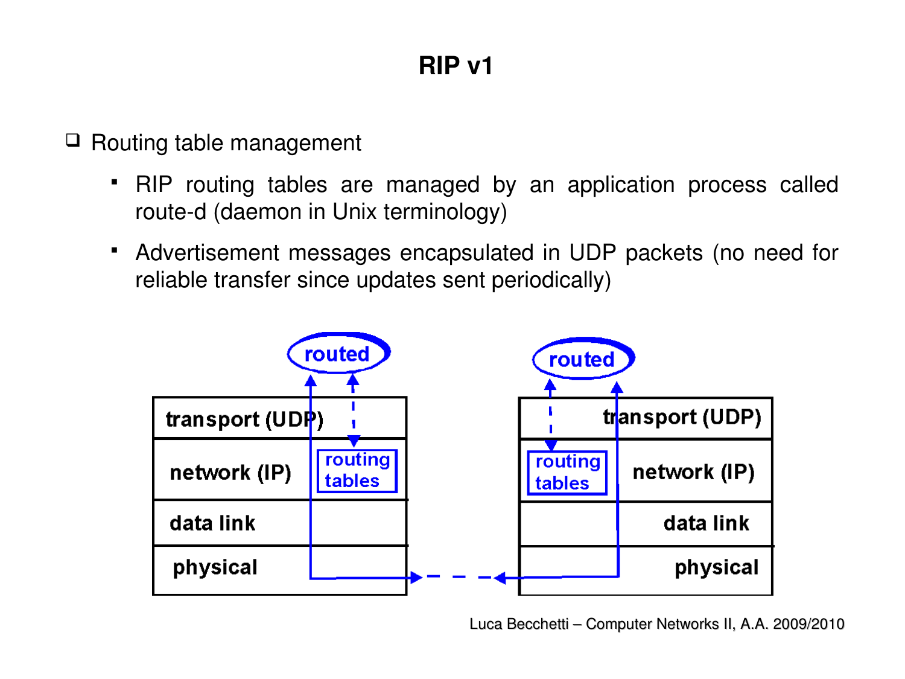# RIP v1

- Routing table management
  - RIP routing tables are managed by an application process called route-d (daemon in Unix terminology)
  - Advertisement messages encapsulated in UDP packets (no need for reliable transfer since updates sent periodically)

routed

transport (UDP)

network (IP)

routing tables

data link

physical

routed

transport (UDP)

routing tables

network (IP)

data link

physical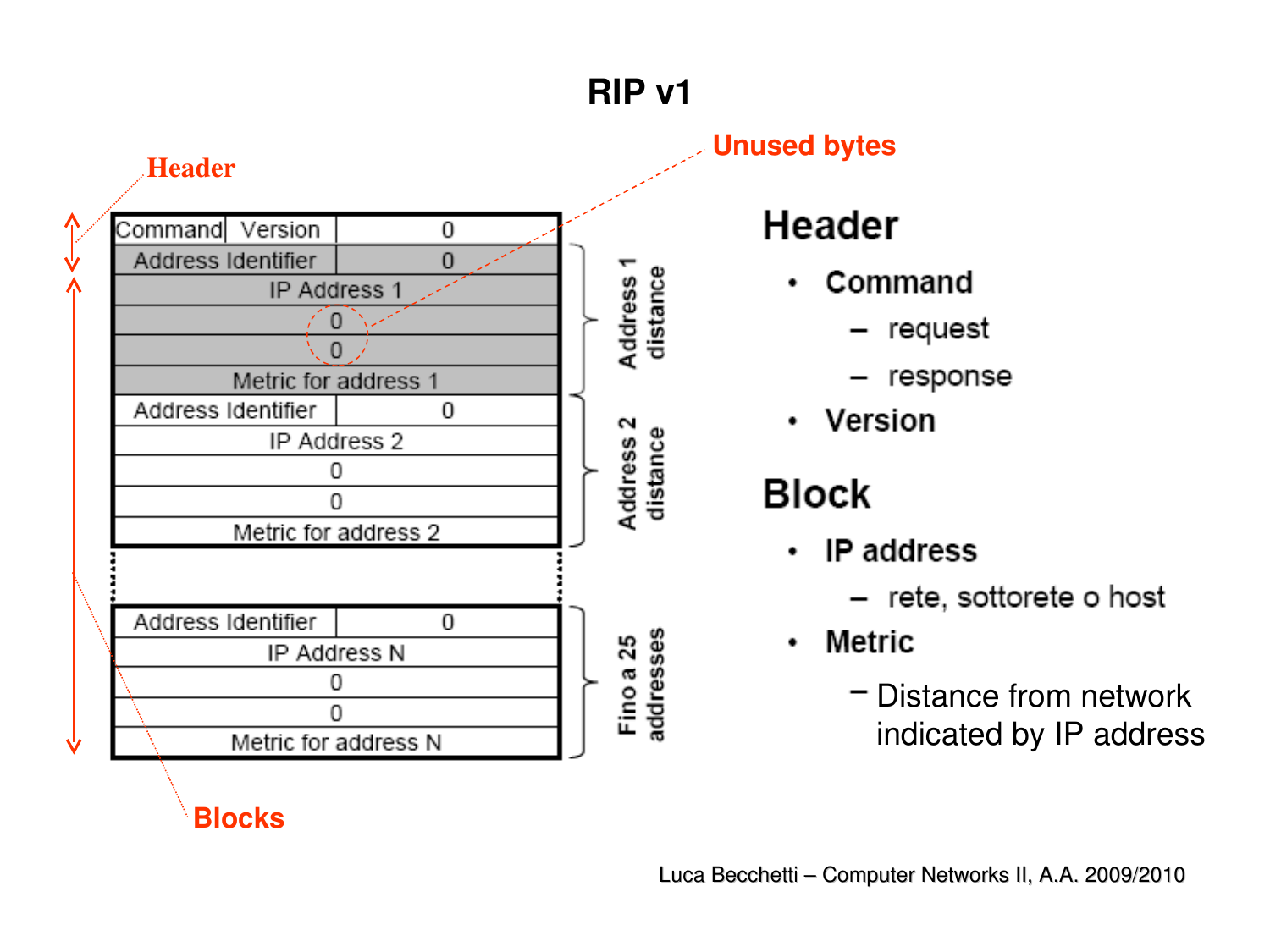# RIP v1

**Header**

**Unused bytes**

| Command | Version | 0 |
|---|---|---|
| Address Identifier | | 0 |
| IP Address 1 | | |
| 0 | | |
| 0 | | |
| Metric for address 1 | | |
| Address Identifier | | 0 |
| IP Address 2 | | |
| 0 | | |
| 0 | | |
| Metric for address 2 | | |
| ... | | |
| Address Identifier | | 0 |
| IP Address N | | |
| 0 | | |
| 0 | | |
| Metric for address N | | |

Address 1 distance

Address 2 distance

Fino a 25 addresses

**Blocks**

## Header

- **Command**
  - request
  - response
- **Version**

## Block

- **IP address**
  - rete, sottorete o host
- **Metric**
  - Distance from network indicated by IP address

Luca Becchetti – Computer Networks II, A.A. 2009/2010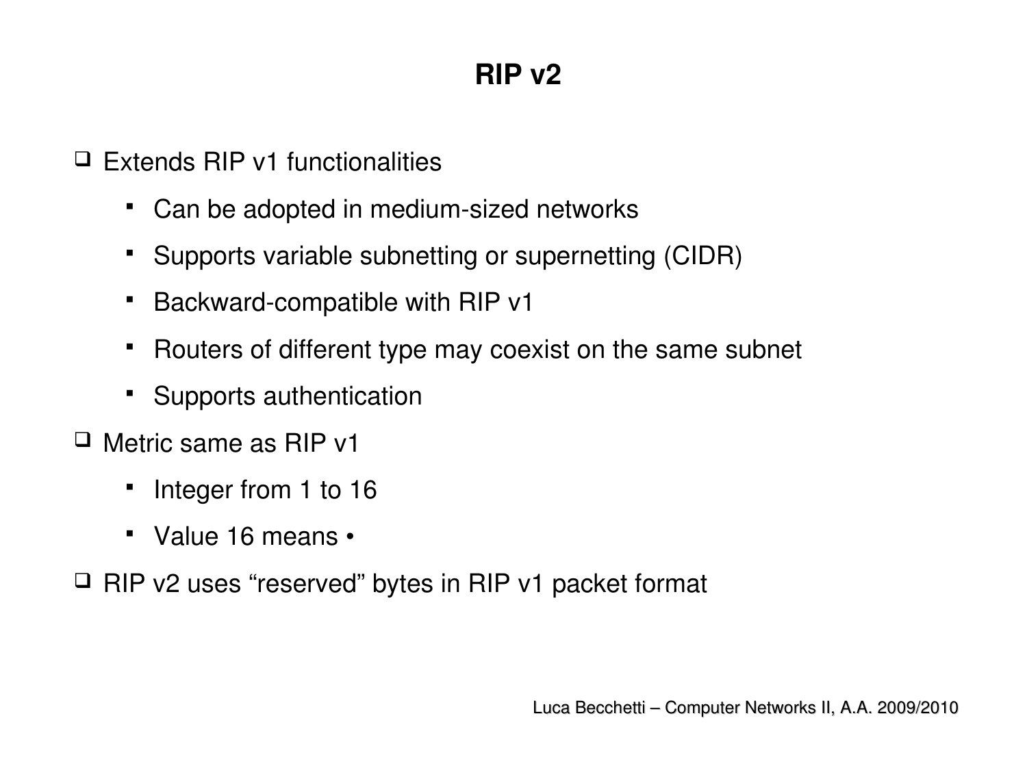# RIP v2

- Extends RIP v1 functionalities
  - Can be adopted in medium-sized networks
  - Supports variable subnetting or supernetting (CIDR)
  - Backward-compatible with RIP v1
  - Routers of different type may coexist on the same subnet
  - Supports authentication
- Metric same as RIP v1
  - Integer from 1 to 16
  - Value 16 means •
- RIP v2 uses "reserved" bytes in RIP v1 packet format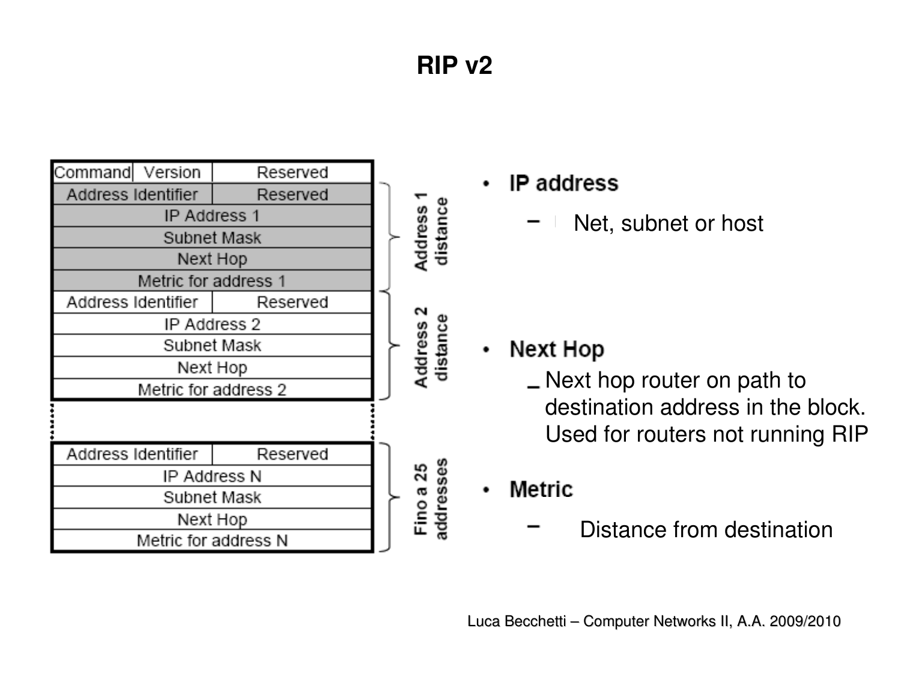# RIP v2

| Command | Version | Reserved |
|---|---|---|
| Address Identifier | | Reserved |
| IP Address 1 | | |
| Subnet Mask | | |
| Next Hop | | |
| Metric for address 1 | | |
| Address Identifier | | Reserved |
| IP Address 2 | | |
| Subnet Mask | | |
| Next Hop | | |
| Metric for address 2 | | |
| ... | | |
| Address Identifier | | Reserved |
| IP Address N | | |
| Subnet Mask | | |
| Next Hop | | |
| Metric for address N | | |

Address 1 distance

Address 2 distance

Fino a 25 addresses

- **IP address**
  - Net, subnet or host
- **Next Hop**
  - Next hop router on path to destination address in the block. Used for routers not running RIP
- **Metric**
  - Distance from destination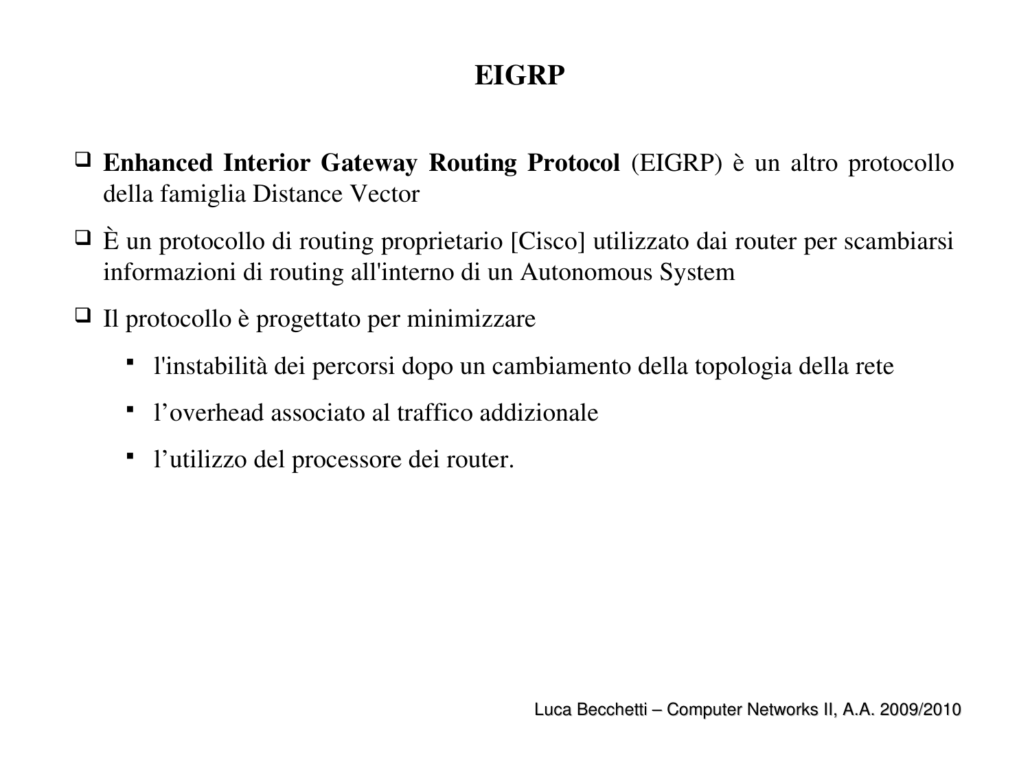# EIGRP

- **Enhanced Interior Gateway Routing Protocol** (EIGRP) è un altro protocollo della famiglia Distance Vector
- È un protocollo di routing proprietario [Cisco] utilizzato dai router per scambiarsi informazioni di routing all'interno di un Autonomous System
- Il protocollo è progettato per minimizzare
  - l'instabilità dei percorsi dopo un cambiamento della topologia della rete
  - l’overhead associato al traffico addizionale
  - l’utilizzo del processore dei router.